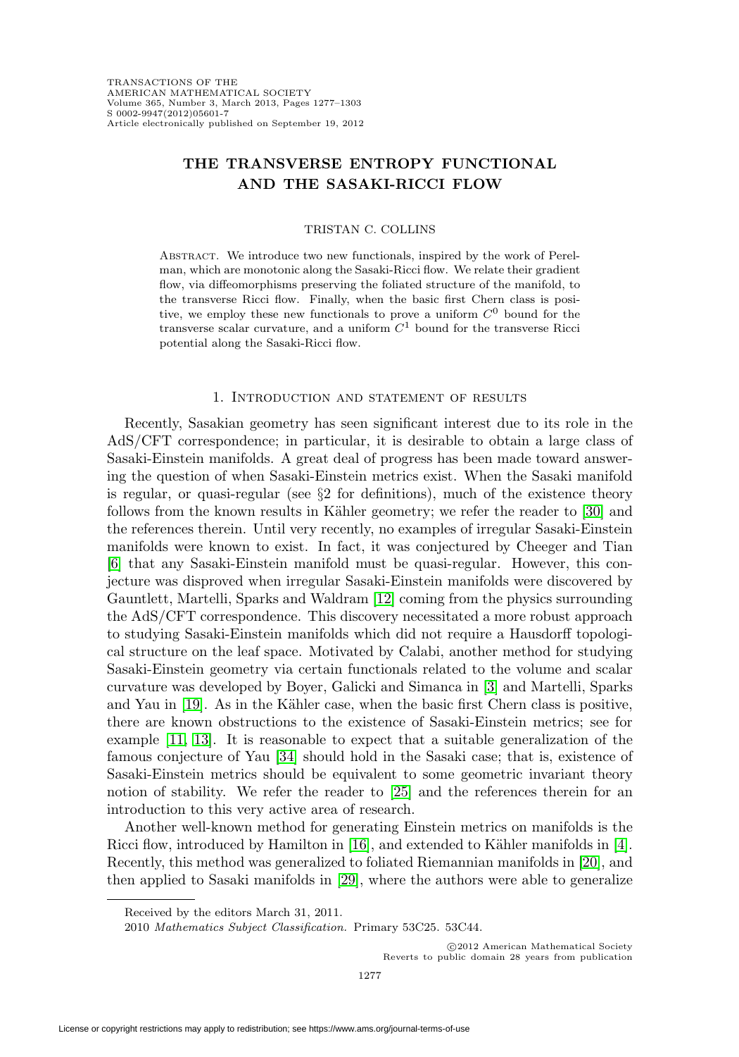# THE TRANSVERSE ENTROPY FUNCTIONAL AND THE SASAKI-RICCI FLOW

TRISTAN C. COLLINS

Abstract. We introduce two new functionals, inspired by the work of Perelman, which are monotonic along the Sasaki-Ricci flow. We relate their gradient flow, via diffeomorphisms preserving the foliated structure of the manifold, to the transverse Ricci flow. Finally, when the basic first Chern class is positive, we employ these new functionals to prove a uniform $C^0$ bound for the transverse scalar curvature, and a uniform $C^1$ bound for the transverse Ricci potential along the Sasaki-Ricci flow.

## 1. Introduction and statement of results

Recently, Sasakian geometry has seen significant interest due to its role in the AdS/CFT correspondence; in particular, it is desirable to obtain a large class of Sasaki-Einstein manifolds. A great deal of progress has been made toward answering the question of when Sasaki-Einstein metrics exist. When the Sasaki manifold is regular, or quasi-regular (see §2 for definitions), much of the existence theory follows from the known results in Kähler geometry; we refer the reader to [30] and the references therein. Until very recently, no examples of irregular Sasaki-Einstein manifolds were known to exist. In fact, it was conjectured by Cheeger and Tian [6] that any Sasaki-Einstein manifold must be quasi-regular. However, this conjecture was disproved when irregular Sasaki-Einstein manifolds were discovered by Gauntlett, Martelli, Sparks and Waldram [12] coming from the physics surrounding the AdS/CFT correspondence. This discovery necessitated a more robust approach to studying Sasaki-Einstein manifolds which did not require a Hausdorff topological structure on the leaf space. Motivated by Calabi, another method for studying Sasaki-Einstein geometry via certain functionals related to the volume and scalar curvature was developed by Boyer, Galicki and Simanca in [3] and Martelli, Sparks and Yau in [19]. As in the Kähler case, when the basic first Chern class is positive, there are known obstructions to the existence of Sasaki-Einstein metrics; see for example [11, 13]. It is reasonable to expect that a suitable generalization of the famous conjecture of Yau [34] should hold in the Sasaki case; that is, existence of Sasaki-Einstein metrics should be equivalent to some geometric invariant theory notion of stability. We refer the reader to [25] and the references therein for an introduction to this very active area of research.

Another well-known method for generating Einstein metrics on manifolds is the Ricci flow, introduced by Hamilton in [16], and extended to Kähler manifolds in [4]. Recently, this method was generalized to foliated Riemannian manifolds in [20], and then applied to Sasaki manifolds in [29], where the authors were able to generalize

Received by the editors March 31, 2011.

2010 *Mathematics Subject Classification.* Primary 53C25. 53C44.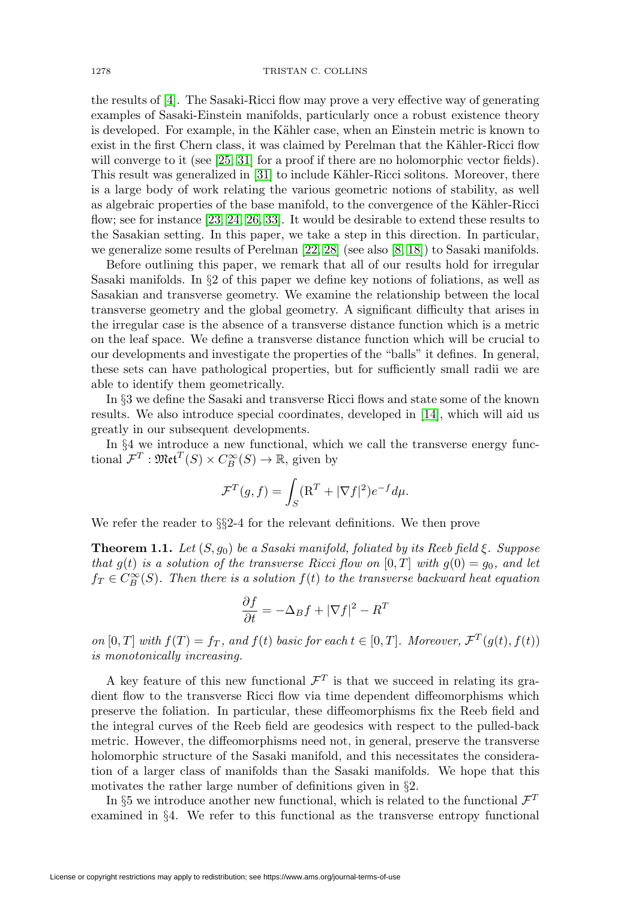the results of [4]. The Sasaki-Ricci flow may prove a very effective way of generating examples of Sasaki-Einstein manifolds, particularly once a robust existence theory is developed. For example, in the Kähler case, when an Einstein metric is known to exist in the first Chern class, it was claimed by Perelman that the Kähler-Ricci flow will converge to it (see [25, 31] for a proof if there are no holomorphic vector fields). This result was generalized in [31] to include Kähler-Ricci solitons. Moreover, there is a large body of work relating the various geometric notions of stability, as well as algebraic properties of the base manifold, to the convergence of the Kähler-Ricci flow; see for instance [23, 24, 26, 33]. It would be desirable to extend these results to the Sasakian setting. In this paper, we take a step in this direction. In particular, we generalize some results of Perelman [22, 28] (see also [8, 18]) to Sasaki manifolds.

Before outlining this paper, we remark that all of our results hold for irregular Sasaki manifolds. In §2 of this paper we define key notions of foliations, as well as Sasakian and transverse geometry. We examine the relationship between the local transverse geometry and the global geometry. A significant difficulty that arises in the irregular case is the absence of a transverse distance function which is a metric on the leaf space. We define a transverse distance function which will be crucial to our developments and investigate the properties of the "balls" it defines. In general, these sets can have pathological properties, but for sufficiently small radii we are able to identify them geometrically.

In §3 we define the Sasaki and transverse Ricci flows and state some of the known results. We also introduce special coordinates, developed in [14], which will aid us greatly in our subsequent developments.

In §4 we introduce a new functional, which we call the transverse energy functional $\mathcal{F}^T : \mathfrak{Met}^T(S) \times C^\infty_B(S) \to \mathbb{R}$, given by

$$\mathcal{F}^T(g, f) = \int_S (\mathrm{R}^T + |\nabla f|^2) e^{-f} d\mu.$$

We refer the reader to §§2-4 for the relevant definitions. We then prove

**Theorem 1.1.** *Let $(S, g_0)$ be a Sasaki manifold, foliated by its Reeb field $\xi$. Suppose that $g(t)$ is a solution of the transverse Ricci flow on $[0, T]$ with $g(0) = g_0$, and let $f_T \in C^\infty_B(S)$. Then there is a solution $f(t)$ to the transverse backward heat equation*

$$\frac{\partial f}{\partial t} = -\Delta_B f + |\nabla f|^2 - R^T$$

*on $[0, T]$ with $f(T) = f_T$, and $f(t)$ basic for each $t \in [0, T]$. Moreover, $\mathcal{F}^T(g(t), f(t))$ is monotonically increasing.*

A key feature of this new functional $\mathcal{F}^T$ is that we succeed in relating its gradient flow to the transverse Ricci flow via time dependent diffeomorphisms which preserve the foliation. In particular, these diffeomorphisms fix the Reeb field and the integral curves of the Reeb field are geodesics with respect to the pulled-back metric. However, the diffeomorphisms need not, in general, preserve the transverse holomorphic structure of the Sasaki manifold, and this necessitates the consideration of a larger class of manifolds than the Sasaki manifolds. We hope that this motivates the rather large number of definitions given in §2.

In §5 we introduce another new functional, which is related to the functional $\mathcal{F}^T$ examined in §4. We refer to this functional as the transverse entropy functional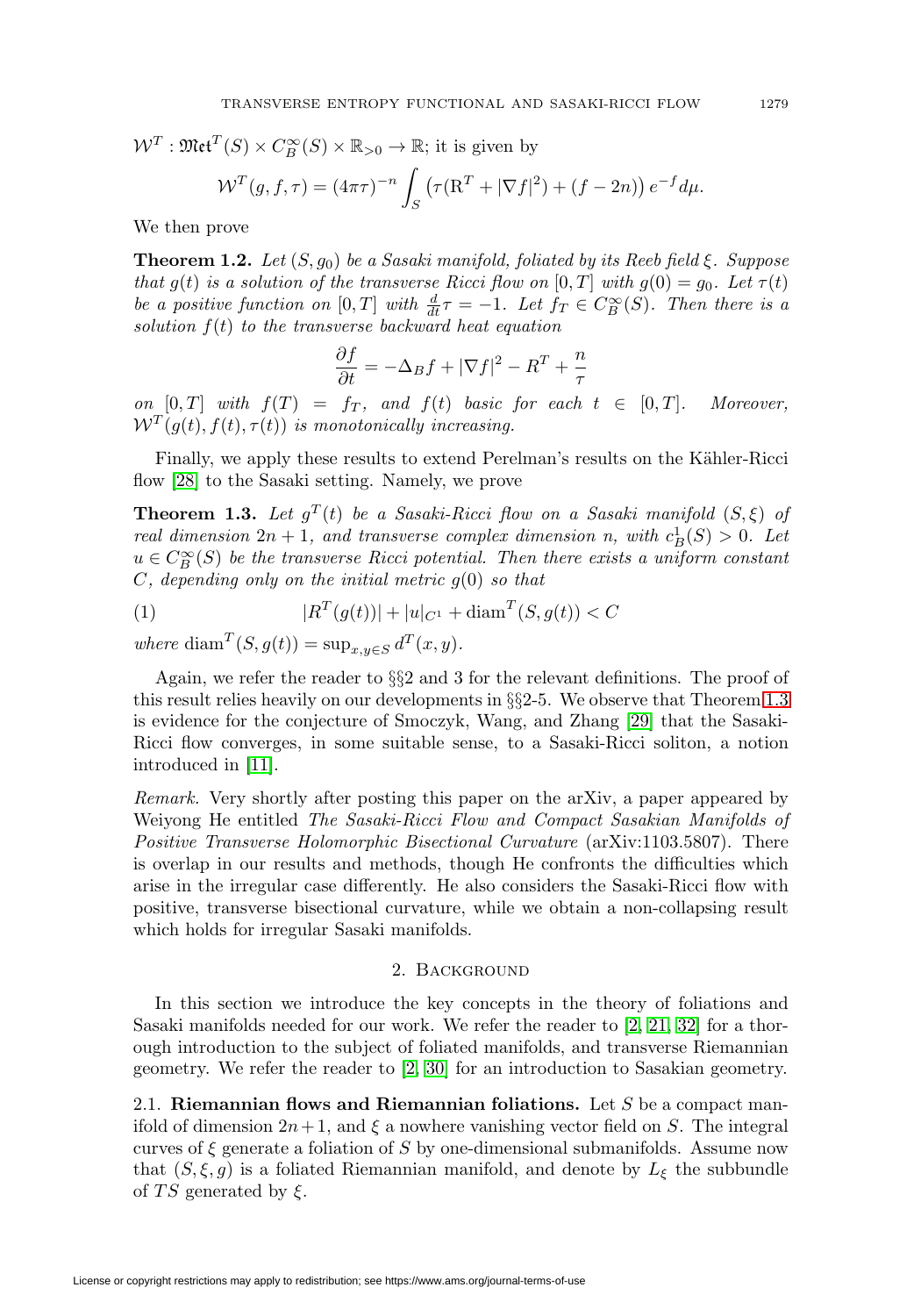$\mathcal{W}^T : \mathfrak{Met}^T(S) \times C^\infty_B(S) \times \mathbb{R}_{>0} \to \mathbb{R}$; it is given by

$$\mathcal{W}^T(g,f,\tau) = (4\pi\tau)^{-n} \int_S \left(\tau(\mathrm{R}^T + |\nabla f|^2) + (f-2n)\right) e^{-f} d\mu.$$

We then prove

**Theorem 1.2.** *Let $(S, g_0)$ be a Sasaki manifold, foliated by its Reeb field $\xi$. Suppose that $g(t)$ is a solution of the transverse Ricci flow on $[0,T]$ with $g(0) = g_0$. Let $\tau(t)$ be a positive function on $[0,T]$ with $\frac{d}{dt}\tau = -1$. Let $f_T \in C^\infty_B(S)$. Then there is a solution $f(t)$ to the transverse backward heat equation*

$$\frac{\partial f}{\partial t} = -\Delta_B f + |\nabla f|^2 - R^T + \frac{n}{\tau}$$

*on $[0,T]$ with $f(T) = f_T$, and $f(t)$ basic for each $t \in [0,T]$. Moreover, $\mathcal{W}^T(g(t), f(t), \tau(t))$ is monotonically increasing.*

Finally, we apply these results to extend Perelman's results on the Kähler-Ricci flow [28] to the Sasaki setting. Namely, we prove

**Theorem 1.3.** *Let $g^T(t)$ be a Sasaki-Ricci flow on a Sasaki manifold $(S, \xi)$ of real dimension $2n+1$, and transverse complex dimension $n$, with $c^1_B(S) > 0$. Let $u \in C^\infty_B(S)$ be the transverse Ricci potential. Then there exists a uniform constant $C$, depending only on the initial metric $g(0)$ so that*

$$|R^T(g(t))| + |u|_{C^1} + \mathrm{diam}^T(S, g(t)) < C \tag{1}$$

*where* $\mathrm{diam}^T(S, g(t)) = \sup_{x,y\in S} d^T(x,y)$.

Again, we refer the reader to §§2 and 3 for the relevant definitions. The proof of this result relies heavily on our developments in §§2-5. We observe that Theorem 1.3 is evidence for the conjecture of Smoczyk, Wang, and Zhang [29] that the Sasaki-Ricci flow converges, in some suitable sense, to a Sasaki-Ricci soliton, a notion introduced in [11].

*Remark.* Very shortly after posting this paper on the arXiv, a paper appeared by Weiyong He entitled *The Sasaki-Ricci Flow and Compact Sasakian Manifolds of Positive Transverse Holomorphic Bisectional Curvature* (arXiv:1103.5807). There is overlap in our results and methods, though He confronts the difficulties which arise in the irregular case differently. He also considers the Sasaki-Ricci flow with positive, transverse bisectional curvature, while we obtain a non-collapsing result which holds for irregular Sasaki manifolds.

## 2. Background

In this section we introduce the key concepts in the theory of foliations and Sasaki manifolds needed for our work. We refer the reader to [2, 21, 32] for a thorough introduction to the subject of foliated manifolds, and transverse Riemannian geometry. We refer the reader to [2, 30] for an introduction to Sasakian geometry.

### 2.1. Riemannian flows and Riemannian foliations.

Let $S$ be a compact manifold of dimension $2n+1$, and $\xi$ a nowhere vanishing vector field on $S$. The integral curves of $\xi$ generate a foliation of $S$ by one-dimensional submanifolds. Assume now that $(S, \xi, g)$ is a foliated Riemannian manifold, and denote by $L_\xi$ the subbundle of $TS$ generated by $\xi$.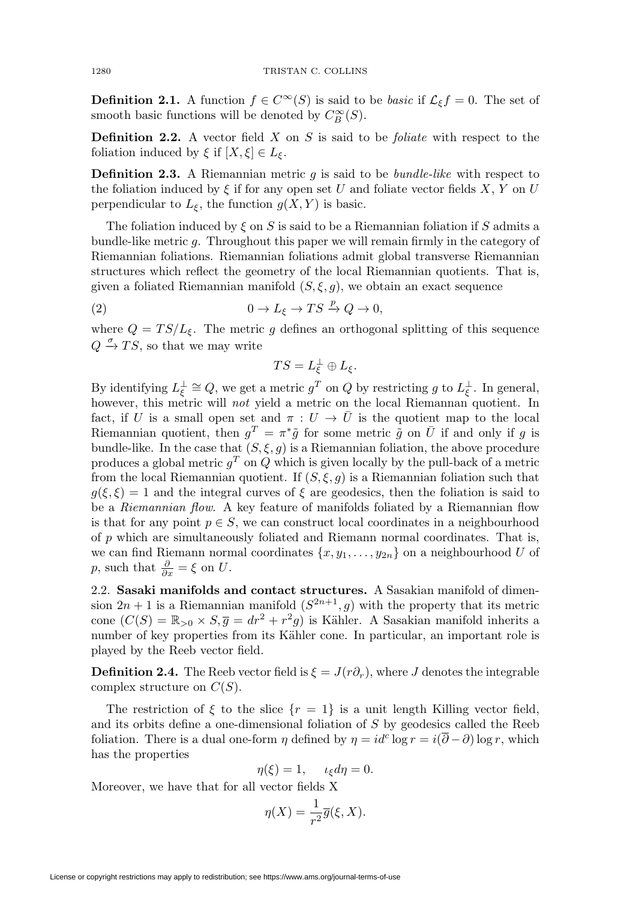**Definition 2.1.** A function $f \in C^\infty(S)$ is said to be *basic* if $\mathcal{L}_\xi f = 0$. The set of smooth basic functions will be denoted by $C^\infty_B(S)$.

**Definition 2.2.** A vector field $X$ on $S$ is said to be *foliate* with respect to the foliation induced by $\xi$ if $[X, \xi] \in L_\xi$.

**Definition 2.3.** A Riemannian metric $g$ is said to be *bundle-like* with respect to the foliation induced by $\xi$ if for any open set $U$ and foliate vector fields $X$, $Y$ on $U$ perpendicular to $L_\xi$, the function $g(X, Y)$ is basic.

The foliation induced by $\xi$ on $S$ is said to be a Riemannian foliation if $S$ admits a bundle-like metric $g$. Throughout this paper we will remain firmly in the category of Riemannian foliations. Riemannian foliations admit global transverse Riemannian structures which reflect the geometry of the local Riemannian quotients. That is, given a foliated Riemannian manifold $(S, \xi, g)$, we obtain an exact sequence

$$0 \to L_\xi \to TS \xrightarrow{p} Q \to 0, \tag{2}$$

where $Q = TS/L_\xi$. The metric $g$ defines an orthogonal splitting of this sequence $Q \xrightarrow{\sigma} TS$, so that we may write

$$TS = L_\xi^\perp \oplus L_\xi.$$

By identifying $L_\xi^\perp \cong Q$, we get a metric $g^T$ on $Q$ by restricting $g$ to $L_\xi^\perp$. In general, however, this metric will *not* yield a metric on the local Riemannan quotient. In fact, if $U$ is a small open set and $\pi : U \to \bar{U}$ is the quotient map to the local Riemannian quotient, then $g^T = \pi^* \tilde{g}$ for some metric $\tilde{g}$ on $\bar{U}$ if and only if $g$ is bundle-like. In the case that $(S, \xi, g)$ is a Riemannian foliation, the above procedure produces a global metric $g^T$ on $Q$ which is given locally by the pull-back of a metric from the local Riemannian quotient. If $(S, \xi, g)$ is a Riemannian foliation such that $g(\xi, \xi) = 1$ and the integral curves of $\xi$ are geodesics, then the foliation is said to be a *Riemannian flow*. A key feature of manifolds foliated by a Riemannian flow is that for any point $p \in S$, we can construct local coordinates in a neighbourhood of $p$ which are simultaneously foliated and Riemann normal coordinates. That is, we can find Riemann normal coordinates $\{x, y_1, \ldots, y_{2n}\}$ on a neighbourhood $U$ of $p$, such that $\frac{\partial}{\partial x} = \xi$ on $U$.

### 2.2. Sasaki manifolds and contact structures.

A Sasakian manifold of dimension $2n+1$ is a Riemannian manifold $(S^{2n+1}, g)$ with the property that its metric cone $(C(S) = \mathbb{R}_{>0} \times S, \overline{g} = dr^2 + r^2 g)$ is Kähler. A Sasakian manifold inherits a number of key properties from its Kähler cone. In particular, an important role is played by the Reeb vector field.

**Definition 2.4.** The Reeb vector field is $\xi = J(r\partial_r)$, where $J$ denotes the integrable complex structure on $C(S)$.

The restriction of $\xi$ to the slice $\{r = 1\}$ is a unit length Killing vector field, and its orbits define a one-dimensional foliation of $S$ by geodesics called the Reeb foliation. There is a dual one-form $\eta$ defined by $\eta = id^c \log r = i(\overline{\partial} - \partial)\log r$, which has the properties

$$\eta(\xi) = 1, \qquad \iota_\xi d\eta = 0.$$

Moreover, we have that for all vector fields X

$$\eta(X) = \frac{1}{r^2}\overline{g}(\xi, X).$$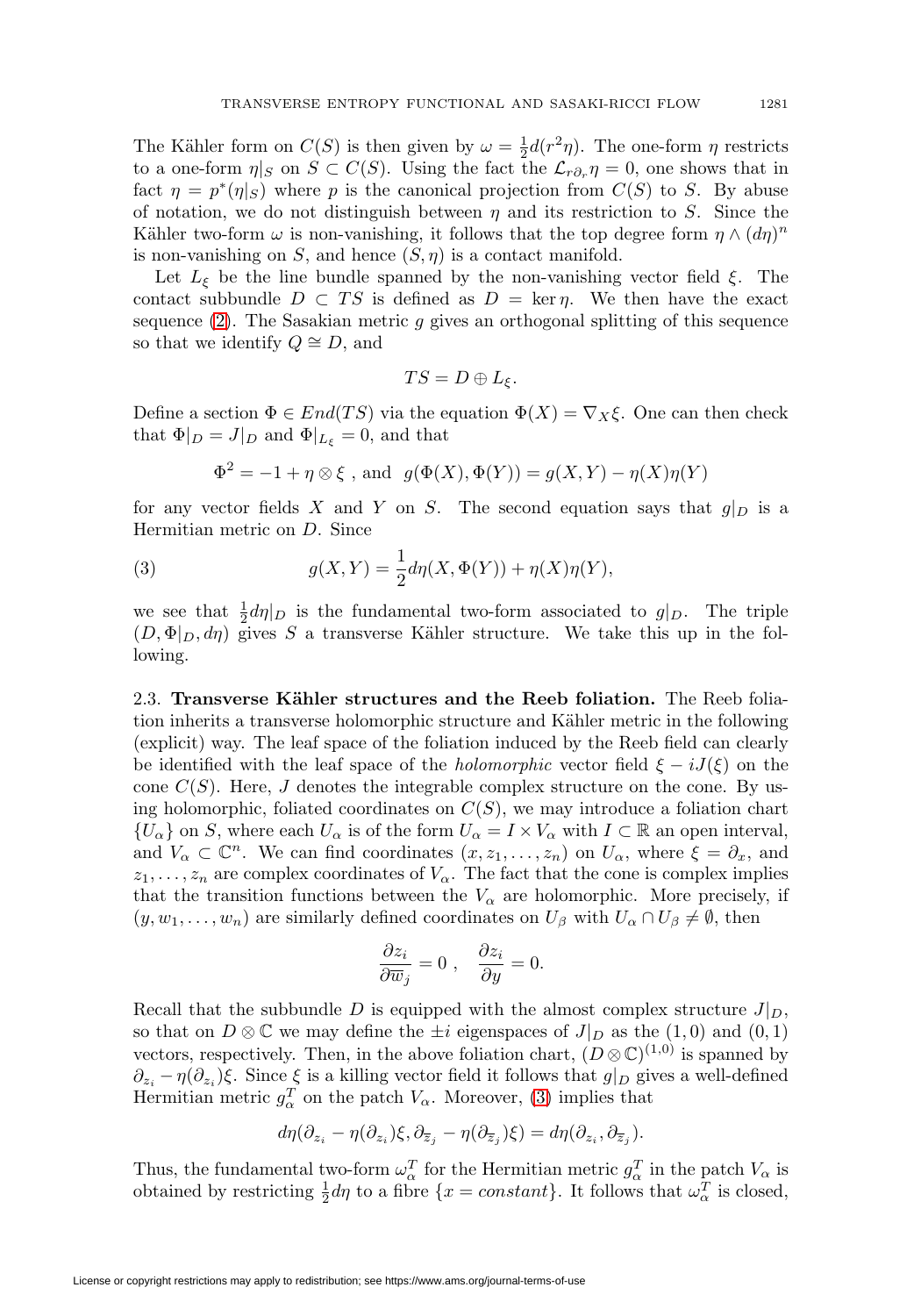The Kähler form on $C(S)$ is then given by $\omega = \frac{1}{2}d(r^2\eta)$. The one-form $\eta$ restricts to a one-form $\eta|_S$ on $S \subset C(S)$. Using the fact the $\mathcal{L}_{r\partial_r}\eta = 0$, one shows that in fact $\eta = p^*(\eta|_S)$ where $p$ is the canonical projection from $C(S)$ to $S$. By abuse of notation, we do not distinguish between $\eta$ and its restriction to $S$. Since the Kähler two-form $\omega$ is non-vanishing, it follows that the top degree form $\eta \wedge (d\eta)^n$ is non-vanishing on $S$, and hence $(S, \eta)$ is a contact manifold.

Let $L_\xi$ be the line bundle spanned by the non-vanishing vector field $\xi$. The contact subbundle $D \subset TS$ is defined as $D = \ker \eta$. We then have the exact sequence (2). The Sasakian metric $g$ gives an orthogonal splitting of this sequence so that we identify $Q \cong D$, and

$$TS = D \oplus L_\xi.$$

Define a section $\Phi \in End(TS)$ via the equation $\Phi(X) = \nabla_X \xi$. One can then check that $\Phi|_D = J|_D$ and $\Phi|_{L_\xi} = 0$, and that

$$\Phi^2 = -1 + \eta \otimes \xi \text{ , and } \; g(\Phi(X), \Phi(Y)) = g(X,Y) - \eta(X)\eta(Y)$$

for any vector fields $X$ and $Y$ on $S$. The second equation says that $g|_D$ is a Hermitian metric on $D$. Since

$$g(X,Y) = \frac{1}{2}d\eta(X, \Phi(Y)) + \eta(X)\eta(Y), \tag{3}$$

we see that $\frac{1}{2}d\eta|_D$ is the fundamental two-form associated to $g|_D$. The triple $(D, \Phi|_D, d\eta)$ gives $S$ a transverse Kähler structure. We take this up in the following.

2.3. **Transverse Kähler structures and the Reeb foliation.** The Reeb foliation inherits a transverse holomorphic structure and Kähler metric in the following (explicit) way. The leaf space of the foliation induced by the Reeb field can clearly be identified with the leaf space of the *holomorphic* vector field $\xi - iJ(\xi)$ on the cone $C(S)$. Here, $J$ denotes the integrable complex structure on the cone. By using holomorphic, foliated coordinates on $C(S)$, we may introduce a foliation chart $\{U_\alpha\}$ on $S$, where each $U_\alpha$ is of the form $U_\alpha = I \times V_\alpha$ with $I \subset \mathbb{R}$ an open interval, and $V_\alpha \subset \mathbb{C}^n$. We can find coordinates $(x, z_1, \ldots, z_n)$ on $U_\alpha$, where $\xi = \partial_x$, and $z_1, \ldots, z_n$ are complex coordinates of $V_\alpha$. The fact that the cone is complex implies that the transition functions between the $V_\alpha$ are holomorphic. More precisely, if $(y, w_1, \ldots, w_n)$ are similarly defined coordinates on $U_\beta$ with $U_\alpha \cap U_\beta \neq \emptyset$, then

$$\frac{\partial z_i}{\partial \overline{w}_j} = 0 \;, \quad \frac{\partial z_i}{\partial y} = 0.$$

Recall that the subbundle $D$ is equipped with the almost complex structure $J|_D$, so that on $D \otimes \mathbb{C}$ we may define the $\pm i$ eigenspaces of $J|_D$ as the $(1,0)$ and $(0,1)$ vectors, respectively. Then, in the above foliation chart, $(D \otimes \mathbb{C})^{(1,0)}$ is spanned by $\partial_{z_i} - \eta(\partial_{z_i})\xi$. Since $\xi$ is a killing vector field it follows that $g|_D$ gives a well-defined Hermitian metric $g^T_\alpha$ on the patch $V_\alpha$. Moreover, (3) implies that

$$d\eta(\partial_{z_i} - \eta(\partial_{z_i})\xi, \partial_{\overline{z}_j} - \eta(\partial_{\overline{z}_j})\xi) = d\eta(\partial_{z_i}, \partial_{\overline{z}_j}).$$

Thus, the fundamental two-form $\omega^T_\alpha$ for the Hermitian metric $g^T_\alpha$ in the patch $V_\alpha$ is obtained by restricting $\frac{1}{2}d\eta$ to a fibre $\{x = \textit{constant}\}$. It follows that $\omega^T_\alpha$ is closed,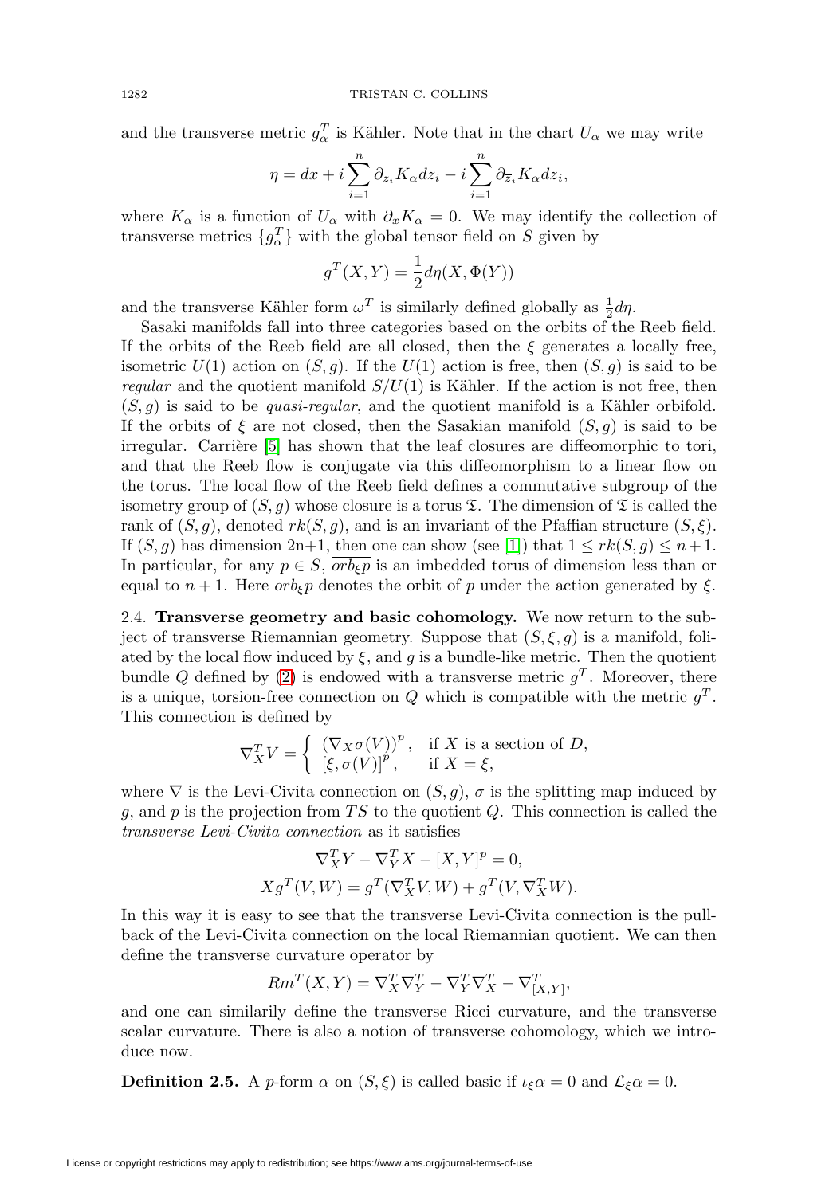and the transverse metric $g^T_\alpha$ is Kähler. Note that in the chart $U_\alpha$ we may write

$$\eta = dx + i\sum_{i=1}^{n} \partial_{z_i} K_\alpha dz_i - i\sum_{i=1}^{n} \partial_{\overline{z}_i} K_\alpha d\overline{z}_i,$$

where $K_\alpha$ is a function of $U_\alpha$ with $\partial_x K_\alpha = 0$. We may identify the collection of transverse metrics $\{g^T_\alpha\}$ with the global tensor field on $S$ given by

$$g^T(X,Y) = \frac{1}{2} d\eta(X, \Phi(Y))$$

and the transverse Kähler form $\omega^T$ is similarly defined globally as $\frac{1}{2}d\eta$.

Sasaki manifolds fall into three categories based on the orbits of the Reeb field. If the orbits of the Reeb field are all closed, then the $\xi$ generates a locally free, isometric $U(1)$ action on $(S,g)$. If the $U(1)$ action is free, then $(S,g)$ is said to be *regular* and the quotient manifold $S/U(1)$ is Kähler. If the action is not free, then $(S,g)$ is said to be *quasi-regular*, and the quotient manifold is a Kähler orbifold. If the orbits of $\xi$ are not closed, then the Sasakian manifold $(S,g)$ is said to be irregular. Carrière [5] has shown that the leaf closures are diffeomorphic to tori, and that the Reeb flow is conjugate via this diffeomorphism to a linear flow on the torus. The local flow of the Reeb field defines a commutative subgroup of the isometry group of $(S,g)$ whose closure is a torus $\mathfrak{T}$. The dimension of $\mathfrak{T}$ is called the rank of $(S,g)$, denoted $rk(S,g)$, and is an invariant of the Pfaffian structure $(S,\xi)$. If $(S,g)$ has dimension 2n+1, then one can show (see [1]) that $1 \leq rk(S,g) \leq n+1$. In particular, for any $p \in S$, $\overline{orb_\xi p}$ is an imbedded torus of dimension less than or equal to $n+1$. Here $orb_\xi p$ denotes the orbit of $p$ under the action generated by $\xi$.

2.4. **Transverse geometry and basic cohomology.** We now return to the subject of transverse Riemannian geometry. Suppose that $(S,\xi,g)$ is a manifold, foliated by the local flow induced by $\xi$, and $g$ is a bundle-like metric. Then the quotient bundle $Q$ defined by (2) is endowed with a transverse metric $g^T$. Moreover, there is a unique, torsion-free connection on $Q$ which is compatible with the metric $g^T$. This connection is defined by

$$\nabla^T_X V = \begin{cases} (\nabla_X \sigma(V))^p, & \text{if } X \text{ is a section of } D, \\ [\xi, \sigma(V)]^p, & \text{if } X = \xi, \end{cases}$$

where $\nabla$ is the Levi-Civita connection on $(S,g)$, $\sigma$ is the splitting map induced by $g$, and $p$ is the projection from $TS$ to the quotient $Q$. This connection is called the *transverse Levi-Civita connection* as it satisfies

$$\nabla^T_X Y - \nabla^T_Y X - [X,Y]^p = 0,$$
$$X g^T(V,W) = g^T(\nabla^T_X V, W) + g^T(V, \nabla^T_X W).$$

In this way it is easy to see that the transverse Levi-Civita connection is the pullback of the Levi-Civita connection on the local Riemannian quotient. We can then define the transverse curvature operator by

$$Rm^T(X,Y) = \nabla^T_X \nabla^T_Y - \nabla^T_Y \nabla^T_X - \nabla^T_{[X,Y]},$$

and one can similarily define the transverse Ricci curvature, and the transverse scalar curvature. There is also a notion of transverse cohomology, which we introduce now.

**Definition 2.5.** A $p$-form $\alpha$ on $(S,\xi)$ is called basic if $\iota_\xi \alpha = 0$ and $\mathcal{L}_\xi \alpha = 0$.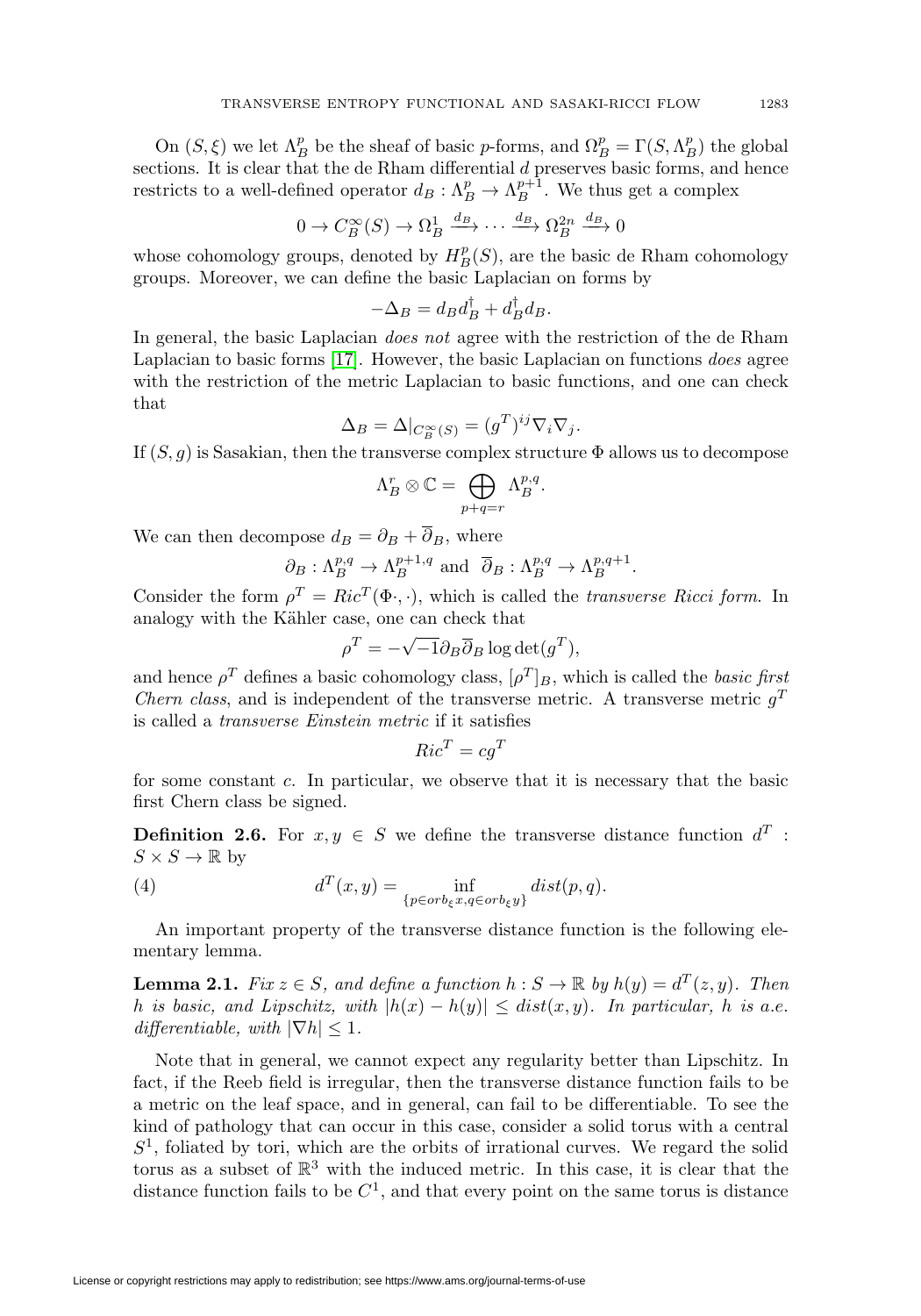On $(S, \xi)$ we let $\Lambda^p_B$ be the sheaf of basic $p$-forms, and $\Omega^p_B = \Gamma(S, \Lambda^p_B)$ the global sections. It is clear that the de Rham differential $d$ preserves basic forms, and hence restricts to a well-defined operator $d_B : \Lambda^p_B \to \Lambda^{p+1}_B$. We thus get a complex

$$0 \to C^\infty_B(S) \to \Omega^1_B \xrightarrow{d_B} \cdots \xrightarrow{d_B} \Omega^{2n}_B \xrightarrow{d_B} 0$$

whose cohomology groups, denoted by $H^p_B(S)$, are the basic de Rham cohomology groups. Moreover, we can define the basic Laplacian on forms by

$$-\Delta_B = d_B d_B^\dagger + d_B^\dagger d_B.$$

In general, the basic Laplacian *does not* agree with the restriction of the de Rham Laplacian to basic forms [17]. However, the basic Laplacian on functions *does* agree with the restriction of the metric Laplacian to basic functions, and one can check that

$$\Delta_B = \Delta|_{C^\infty_B(S)} = (g^T)^{ij}\nabla_i \nabla_j.$$

If $(S, g)$ is Sasakian, then the transverse complex structure $\Phi$ allows us to decompose

$$\Lambda^r_B \otimes \mathbb{C} = \bigoplus_{p+q=r} \Lambda^{p,q}_B.$$

We can then decompose $d_B = \partial_B + \overline{\partial}_B$, where

$$\partial_B : \Lambda^{p,q}_B \to \Lambda^{p+1,q}_B \text{ and } \overline{\partial}_B : \Lambda^{p,q}_B \to \Lambda^{p,q+1}_B.$$

Consider the form $\rho^T = Ric^T(\Phi \cdot, \cdot)$, which is called the *transverse Ricci form*. In analogy with the Kähler case, one can check that

$$\rho^T = -\sqrt{-1}\partial_B \overline{\partial}_B \log \det(g^T),$$

and hence $\rho^T$ defines a basic cohomology class, $[\rho^T]_B$, which is called the *basic first Chern class*, and is independent of the transverse metric. A transverse metric $g^T$ is called a *transverse Einstein metric* if it satisfies

$$Ric^T = cg^T$$

for some constant $c$. In particular, we observe that it is necessary that the basic first Chern class be signed.

**Definition 2.6.** For $x, y \in S$ we define the transverse distance function $d^T : S \times S \to \mathbb{R}$ by

$$d^T(x, y) = \inf_{\{p \in orb_\xi x, q \in orb_\xi y\}} dist(p, q). \tag{4}$$

An important property of the transverse distance function is the following elementary lemma.

**Lemma 2.1.** *Fix $z \in S$, and define a function $h : S \to \mathbb{R}$ by $h(y) = d^T(z, y)$. Then $h$ is basic, and Lipschitz, with $|h(x) - h(y)| \le dist(x, y)$. In particular, $h$ is a.e. differentiable, with $|\nabla h| \le 1$.*

Note that in general, we cannot expect any regularity better than Lipschitz. In fact, if the Reeb field is irregular, then the transverse distance function fails to be a metric on the leaf space, and in general, can fail to be differentiable. To see the kind of pathology that can occur in this case, consider a solid torus with a central $S^1$, foliated by tori, which are the orbits of irrational curves. We regard the solid torus as a subset of $\mathbb{R}^3$ with the induced metric. In this case, it is clear that the distance function fails to be $C^1$, and that every point on the same torus is distance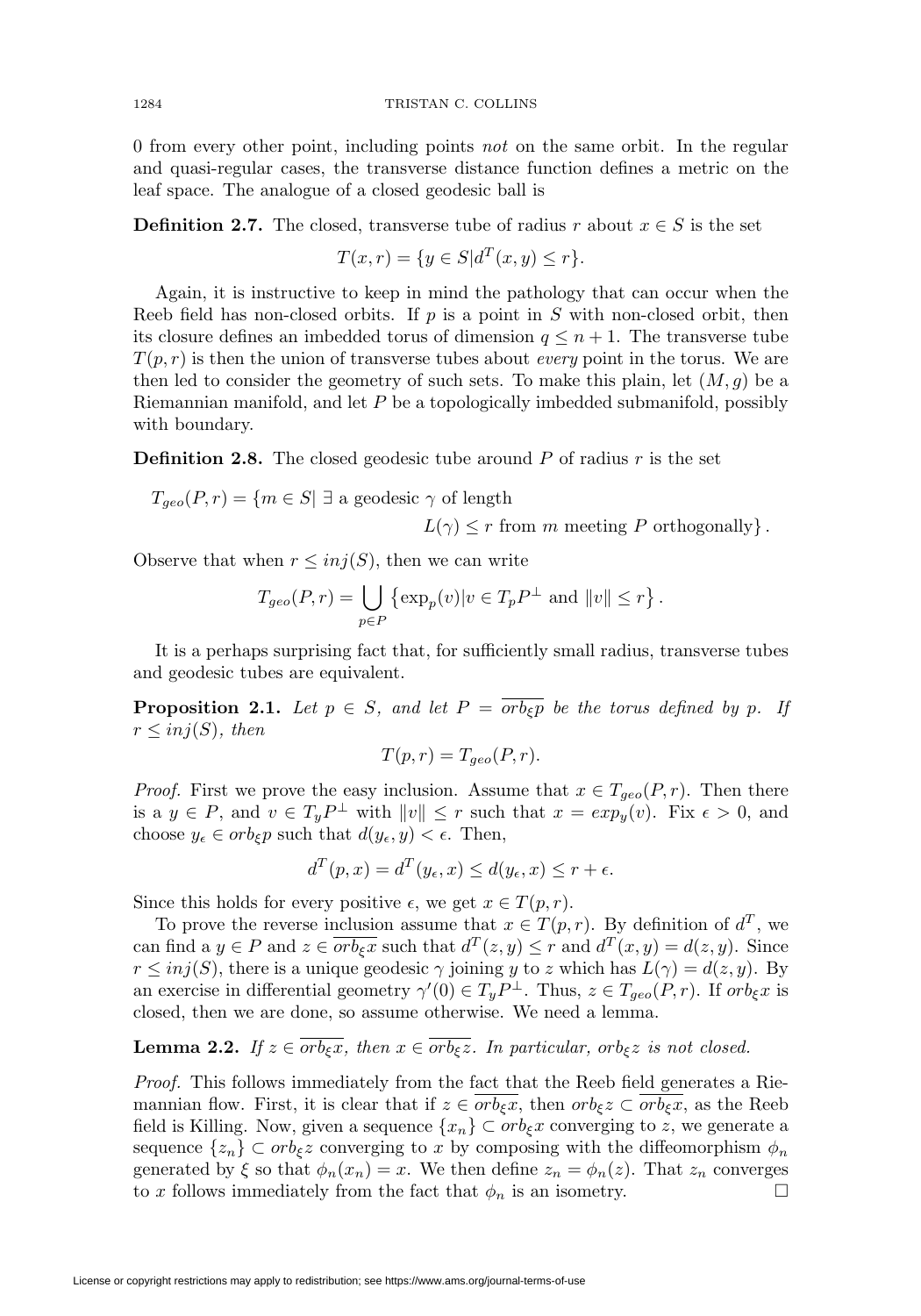0 from every other point, including points *not* on the same orbit. In the regular and quasi-regular cases, the transverse distance function defines a metric on the leaf space. The analogue of a closed geodesic ball is

**Definition 2.7.** The closed, transverse tube of radius $r$ about $x \in S$ is the set

$$T(x,r) = \{y \in S | d^T(x,y) \leq r\}.$$

Again, it is instructive to keep in mind the pathology that can occur when the Reeb field has non-closed orbits. If $p$ is a point in $S$ with non-closed orbit, then its closure defines an imbedded torus of dimension $q \leq n+1$. The transverse tube $T(p,r)$ is then the union of transverse tubes about *every* point in the torus. We are then led to consider the geometry of such sets. To make this plain, let $(M,g)$ be a Riemannian manifold, and let $P$ be a topologically imbedded submanifold, possibly with boundary.

**Definition 2.8.** The closed geodesic tube around $P$ of radius $r$ is the set

$$T_{geo}(P,r) = \{m \in S | \; \exists \text{ a geodesic } \gamma \text{ of length } L(\gamma) \leq r \text{ from } m \text{ meeting } P \text{ orthogonally}\}.$$

Observe that when $r \leq inj(S)$, then we can write

$$T_{geo}(P,r) = \bigcup_{p \in P} \left\{ \exp_p(v) | v \in T_pP^{\perp} \text{ and } \|v\| \leq r \right\}.$$

It is a perhaps surprising fact that, for sufficiently small radius, transverse tubes and geodesic tubes are equivalent.

**Proposition 2.1.** *Let $p \in S$, and let $P = \overline{orb_\xi p}$ be the torus defined by $p$. If $r \leq inj(S)$, then*

$$T(p,r) = T_{geo}(P,r).$$

*Proof.* First we prove the easy inclusion. Assume that $x \in T_{geo}(P,r)$. Then there is a $y \in P$, and $v \in T_yP^{\perp}$ with $\|v\| \leq r$ such that $x = exp_y(v)$. Fix $\epsilon > 0$, and choose $y_\epsilon \in orb_\xi p$ such that $d(y_\epsilon, y) < \epsilon$. Then,

$$d^T(p,x) = d^T(y_\epsilon, x) \leq d(y_\epsilon, x) \leq r + \epsilon.$$

Since this holds for every positive $\epsilon$, we get $x \in T(p,r)$.

To prove the reverse inclusion assume that $x \in T(p,r)$. By definition of $d^T$, we can find a $y \in P$ and $z \in \overline{orb_\xi x}$ such that $d^T(z,y) \leq r$ and $d^T(x,y) = d(z,y)$. Since $r \leq inj(S)$, there is a unique geodesic $\gamma$ joining $y$ to $z$ which has $L(\gamma) = d(z,y)$. By an exercise in differential geometry $\gamma'(0) \in T_yP^{\perp}$. Thus, $z \in T_{geo}(P,r)$. If $orb_\xi x$ is closed, then we are done, so assume otherwise. We need a lemma.

**Lemma 2.2.** *If $z \in \overline{orb_\xi x}$, then $x \in \overline{orb_\xi z}$. In particular, $orb_\xi z$ is not closed.*

*Proof.* This follows immediately from the fact that the Reeb field generates a Riemannian flow. First, it is clear that if $z \in \overline{orb_\xi x}$, then $orb_\xi z \subset \overline{orb_\xi x}$, as the Reeb field is Killing. Now, given a sequence $\{x_n\} \subset orb_\xi x$ converging to $z$, we generate a sequence $\{z_n\} \subset orb_\xi z$ converging to $x$ by composing with the diffeomorphism $\phi_n$ generated by $\xi$ so that $\phi_n(x_n) = x$. We then define $z_n = \phi_n(z)$. That $z_n$ converges to $x$ follows immediately from the fact that $\phi_n$ is an isometry. $\square$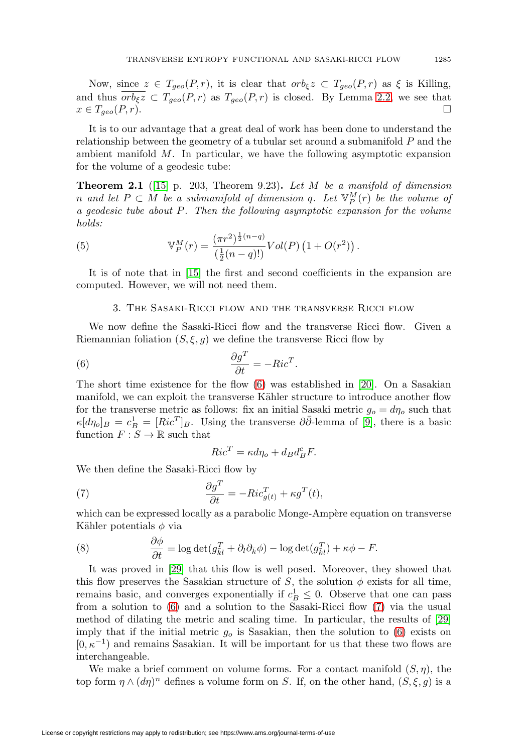Now, since $z \in T_{geo}(P,r)$, it is clear that $orb_\xi z \subset T_{geo}(P,r)$ as $\xi$ is Killing, and thus $\overline{orb_\xi z} \subset T_{geo}(P,r)$ as $T_{geo}(P,r)$ is closed. By Lemma 2.2, we see that $x \in T_{geo}(P,r)$. □

It is to our advantage that a great deal of work has been done to understand the relationship between the geometry of a tubular set around a submanifold $P$ and the ambient manifold $M$. In particular, we have the following asymptotic expansion for the volume of a geodesic tube:

**Theorem 2.1** ([15] p. 203, Theorem 9.23)**.** *Let $M$ be a manifold of dimension $n$ and let $P \subset M$ be a submanifold of dimension $q$. Let $\mathbb{V}_P^M(r)$ be the volume of a geodesic tube about $P$. Then the following asymptotic expansion for the volume holds:*

$$\mathbb{V}_P^M(r) = \frac{(\pi r^2)^{\frac{1}{2}(n-q)}}{(\frac{1}{2}(n-q)!)} Vol(P)\left(1 + O(r^2)\right). \tag{5}$$

It is of note that in [15] the first and second coefficients in the expansion are computed. However, we will not need them.

## 3. The Sasaki-Ricci flow and the transverse Ricci flow

We now define the Sasaki-Ricci flow and the transverse Ricci flow. Given a Riemannian foliation $(S, \xi, g)$ we define the transverse Ricci flow by

$$\frac{\partial g^T}{\partial t} = -Ric^T. \tag{6}$$

The short time existence for the flow (6) was established in [20]. On a Sasakian manifold, we can exploit the transverse Kähler structure to introduce another flow for the transverse metric as follows: fix an initial Sasaki metric $g_o = d\eta_o$ such that $\kappa[d\eta_o]_B = c_B^1 = [Ric^T]_B$. Using the transverse $\partial\bar{\partial}$-lemma of [9], there is a basic function $F : S \to \mathbb{R}$ such that

$$Ric^T = \kappa d\eta_o + d_B d_B^c F.$$

We then define the Sasaki-Ricci flow by

$$\frac{\partial g^T}{\partial t} = -Ric^T_{g(t)} + \kappa g^T(t), \tag{7}$$

which can be expressed locally as a parabolic Monge-Ampère equation on transverse Kähler potentials $\phi$ via

$$\frac{\partial \phi}{\partial t} = \log \det(g^T_{\bar{k}l} + \partial_l \partial_{\bar{k}} \phi) - \log \det(g^T_{\bar{k}l}) + \kappa \phi - F. \tag{8}$$

It was proved in [29] that this flow is well posed. Moreover, they showed that this flow preserves the Sasakian structure of $S$, the solution $\phi$ exists for all time, remains basic, and converges exponentially if $c_B^1 \leq 0$. Observe that one can pass from a solution to (6) and a solution to the Sasaki-Ricci flow (7) via the usual method of dilating the metric and scaling time. In particular, the results of [29] imply that if the initial metric $g_o$ is Sasakian, then the solution to (6) exists on $[0, \kappa^{-1})$ and remains Sasakian. It will be important for us that these two flows are interchangeable.

We make a brief comment on volume forms. For a contact manifold $(S, \eta)$, the top form $\eta \wedge (d\eta)^n$ defines a volume form on $S$. If, on the other hand, $(S, \xi, g)$ is a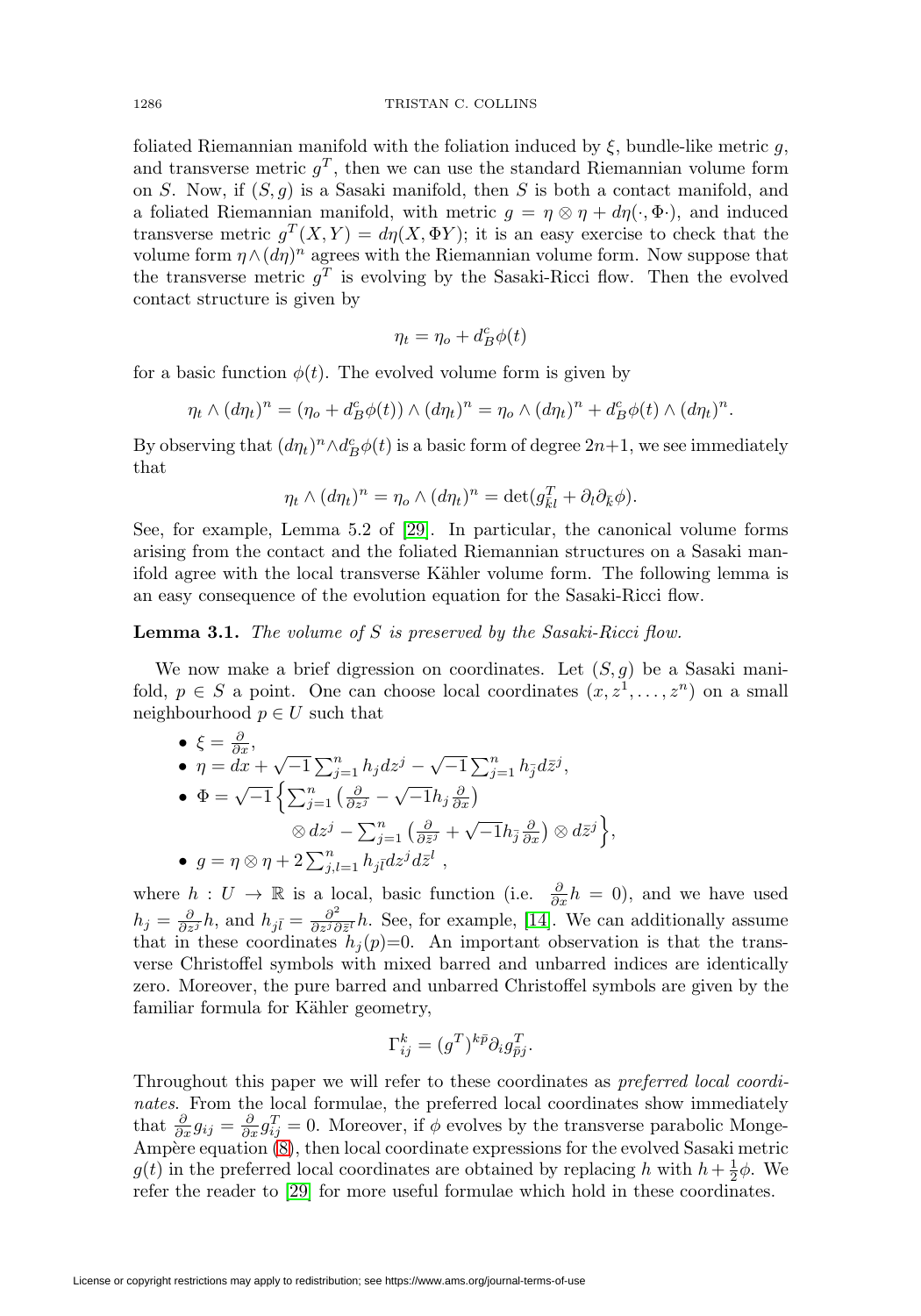foliated Riemannian manifold with the foliation induced by $\xi$, bundle-like metric $g$, and transverse metric $g^T$, then we can use the standard Riemannian volume form on $S$. Now, if $(S, g)$ is a Sasaki manifold, then $S$ is both a contact manifold, and a foliated Riemannian manifold, with metric $g = \eta \otimes \eta + d\eta(\cdot, \Phi \cdot)$, and induced transverse metric $g^T(X, Y) = d\eta(X, \Phi Y)$; it is an easy exercise to check that the volume form $\eta \wedge (d\eta)^n$ agrees with the Riemannian volume form. Now suppose that the transverse metric $g^T$ is evolving by the Sasaki-Ricci flow. Then the evolved contact structure is given by

$$\eta_t = \eta_o + d^c_B \phi(t)$$

for a basic function $\phi(t)$. The evolved volume form is given by

$$\eta_t \wedge (d\eta_t)^n = (\eta_o + d^c_B \phi(t)) \wedge (d\eta_t)^n = \eta_o \wedge (d\eta_t)^n + d^c_B \phi(t) \wedge (d\eta_t)^n.$$

By observing that $(d\eta_t)^n \wedge d^c_B \phi(t)$ is a basic form of degree $2n+1$, we see immediately that

$$\eta_t \wedge (d\eta_t)^n = \eta_o \wedge (d\eta_t)^n = \det(g^T_{k\bar{l}} + \partial_l \partial_{\bar{k}} \phi).$$

See, for example, Lemma 5.2 of [29]. In particular, the canonical volume forms arising from the contact and the foliated Riemannian structures on a Sasaki manifold agree with the local transverse Kähler volume form. The following lemma is an easy consequence of the evolution equation for the Sasaki-Ricci flow.

**Lemma 3.1.** *The volume of $S$ is preserved by the Sasaki-Ricci flow.*

We now make a brief digression on coordinates. Let $(S, g)$ be a Sasaki manifold, $p \in S$ a point. One can choose local coordinates $(x, z^1, \dots, z^n)$ on a small neighbourhood $p \in U$ such that

- $\xi = \frac{\partial}{\partial x}$,
- $\eta = dx + \sqrt{-1} \sum_{j=1}^n h_j dz^j - \sqrt{-1} \sum_{j=1}^n h_{\bar{j}} d\bar{z}^j$,
- $\Phi = \sqrt{-1} \Big\{ \sum_{j=1}^n \big( \frac{\partial}{\partial z^j} - \sqrt{-1} h_j \frac{\partial}{\partial x} \big) \otimes dz^j - \sum_{j=1}^n \big( \frac{\partial}{\partial \bar{z}^j} + \sqrt{-1} h_{\bar{j}} \frac{\partial}{\partial x} \big) \otimes d\bar{z}^j \Big\}$,
- $g = \eta \otimes \eta + 2 \sum_{j,l=1}^n h_{j\bar{l}} dz^j d\bar{z}^l$ ,

where $h : U \to \mathbb{R}$ is a local, basic function (i.e. $\frac{\partial}{\partial x} h = 0$), and we have used $h_j = \frac{\partial}{\partial z^j} h$, and $h_{j\bar{l}} = \frac{\partial^2}{\partial z^j \partial \bar{z}^l} h$. See, for example, [14]. We can additionally assume that in these coordinates $h_j(p)=0$. An important observation is that the transverse Christoffel symbols with mixed barred and unbarred indices are identically zero. Moreover, the pure barred and unbarred Christoffel symbols are given by the familiar formula for Kähler geometry,

$$\Gamma^k_{ij} = (g^T)^{k\bar{p}} \partial_i g^T_{\bar{p}j}.$$

Throughout this paper we will refer to these coordinates as *preferred local coordinates*. From the local formulae, the preferred local coordinates show immediately that $\frac{\partial}{\partial x} g_{ij} = \frac{\partial}{\partial x} g^T_{ij} = 0$. Moreover, if $\phi$ evolves by the transverse parabolic Monge-Ampère equation (8), then local coordinate expressions for the evolved Sasaki metric $g(t)$ in the preferred local coordinates are obtained by replacing $h$ with $h + \frac{1}{2}\phi$. We refer the reader to [29] for more useful formulae which hold in these coordinates.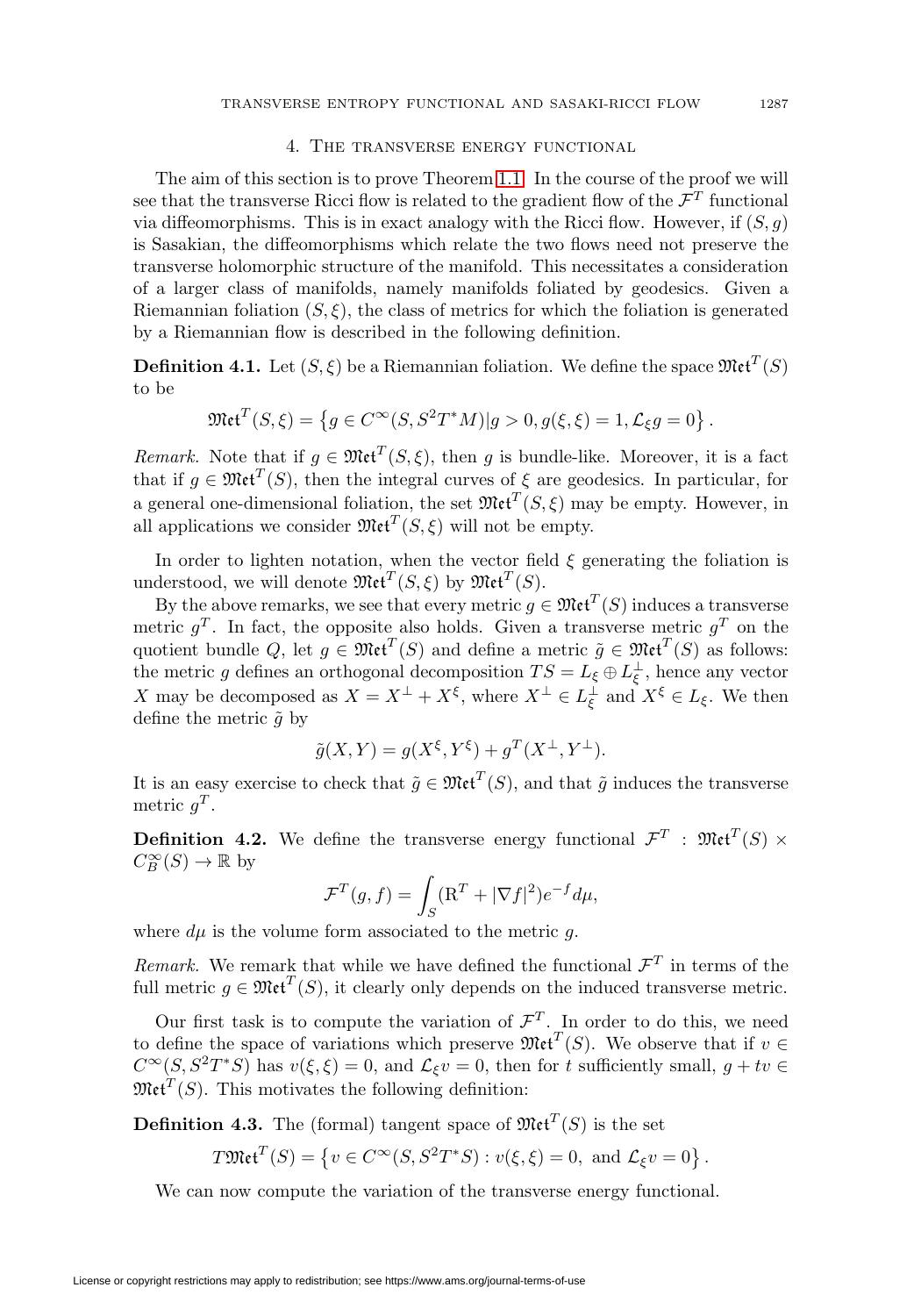## 4. The transverse energy functional

The aim of this section is to prove Theorem 1.1. In the course of the proof we will see that the transverse Ricci flow is related to the gradient flow of the $\mathcal{F}^T$ functional via diffeomorphisms. This is in exact analogy with the Ricci flow. However, if $(S, g)$ is Sasakian, the diffeomorphisms which relate the two flows need not preserve the transverse holomorphic structure of the manifold. This necessitates a consideration of a larger class of manifolds, namely manifolds foliated by geodesics. Given a Riemannian foliation $(S, \xi)$, the class of metrics for which the foliation is generated by a Riemannian flow is described in the following definition.

**Definition 4.1.** Let $(S, \xi)$ be a Riemannian foliation. We define the space $\mathfrak{Met}^T(S)$ to be

$$\mathfrak{Met}^T(S, \xi) = \left\{ g \in C^\infty(S, S^2T^*M) | g > 0, g(\xi, \xi) = 1, \mathcal{L}_\xi g = 0 \right\}.$$

*Remark.* Note that if $g \in \mathfrak{Met}^T(S, \xi)$, then $g$ is bundle-like. Moreover, it is a fact that if $g \in \mathfrak{Met}^T(S)$, then the integral curves of $\xi$ are geodesics. In particular, for a general one-dimensional foliation, the set $\mathfrak{Met}^T(S, \xi)$ may be empty. However, in all applications we consider $\mathfrak{Met}^T(S, \xi)$ will not be empty.

In order to lighten notation, when the vector field $\xi$ generating the foliation is understood, we will denote $\mathfrak{Met}^T(S, \xi)$ by $\mathfrak{Met}^T(S)$.

By the above remarks, we see that every metric $g \in \mathfrak{Met}^T(S)$ induces a transverse metric $g^T$. In fact, the opposite also holds. Given a transverse metric $g^T$ on the quotient bundle $Q$, let $g \in \mathfrak{Met}^T(S)$ and define a metric $\tilde{g} \in \mathfrak{Met}^T(S)$ as follows: the metric $g$ defines an orthogonal decomposition $TS = L_\xi \oplus L_\xi^\perp$, hence any vector $X$ may be decomposed as $X = X^\perp + X^\xi$, where $X^\perp \in L_\xi^\perp$ and $X^\xi \in L_\xi$. We then define the metric $\tilde{g}$ by

$$\tilde{g}(X, Y) = g(X^\xi, Y^\xi) + g^T(X^\perp, Y^\perp).$$

It is an easy exercise to check that $\tilde{g} \in \mathfrak{Met}^T(S)$, and that $\tilde{g}$ induces the transverse metric $g^T$.

**Definition 4.2.** We define the transverse energy functional $\mathcal{F}^T : \mathfrak{Met}^T(S) \times C_B^\infty(S) \to \mathbb{R}$ by

$$\mathcal{F}^T(g, f) = \int_S (\mathrm{R}^T + |\nabla f|^2) e^{-f} d\mu,$$

where $d\mu$ is the volume form associated to the metric $g$.

*Remark.* We remark that while we have defined the functional $\mathcal{F}^T$ in terms of the full metric $g \in \mathfrak{Met}^T(S)$, it clearly only depends on the induced transverse metric.

Our first task is to compute the variation of $\mathcal{F}^T$. In order to do this, we need to define the space of variations which preserve $\mathfrak{Met}^T(S)$. We observe that if $v \in C^\infty(S, S^2T^*S)$ has $v(\xi, \xi) = 0$, and $\mathcal{L}_\xi v = 0$, then for $t$ sufficiently small, $g + tv \in \mathfrak{Met}^T(S)$. This motivates the following definition:

**Definition 4.3.** The (formal) tangent space of $\mathfrak{Met}^T(S)$ is the set

$$T\mathfrak{Met}^T(S) = \left\{ v \in C^\infty(S, S^2T^*S) : v(\xi, \xi) = 0, \text{ and } \mathcal{L}_\xi v = 0 \right\}.$$

We can now compute the variation of the transverse energy functional.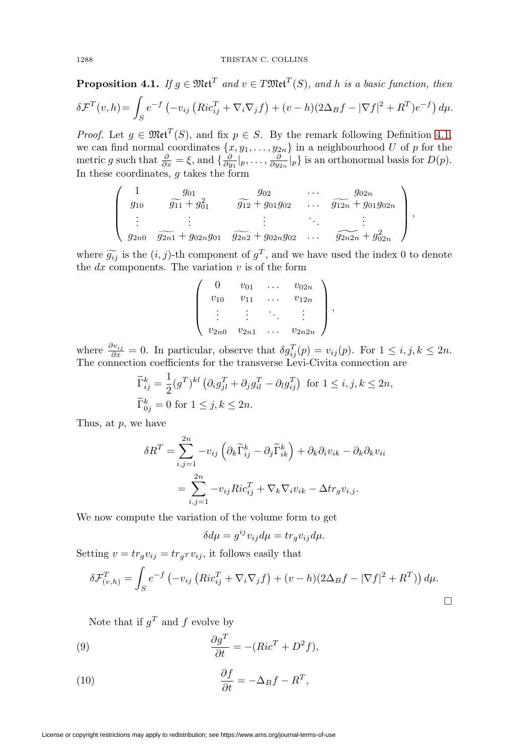**Proposition 4.1.** *If $g \in \mathfrak{Met}^T$ and $v \in T\mathfrak{Met}^T(S)$, and $h$ is a basic function, then*

$$\delta\mathcal{F}^T(v,h) = \int_S e^{-f}\left(-v_{ij}\left(Ric^T_{ij} + \nabla_i\nabla_j f\right) + (v-h)(2\Delta_B f - |\nabla f|^2 + R^T)e^{-f}\right)d\mu.$$

*Proof.* Let $g \in \mathfrak{Met}^T(S)$, and fix $p \in S$. By the remark following Definition 4.1, we can find normal coordinates $\{x, y_1, \ldots, y_{2n}\}$ in a neighbourhood $U$ of $p$ for the metric $g$ such that $\frac{\partial}{\partial x} = \xi$, and $\{\frac{\partial}{\partial y_1}|_p, \ldots, \frac{\partial}{\partial y_{2n}}|_p\}$ is an orthonormal basis for $D(p)$. In these coordinates, $g$ takes the form

$$\begin{pmatrix} 1 & g_{01} & g_{02} & \cdots & g_{02n} \\ g_{10} & \widetilde{g_{11}} + g_{01}^2 & \widetilde{g_{12}} + g_{01}g_{02} & \cdots & \widetilde{g_{12n}} + g_{01}g_{02n} \\ \vdots & \vdots & \vdots & \ddots & \vdots \\ g_{2n0} & \widetilde{g_{2n1}} + g_{02n}g_{01} & \widetilde{g_{2n2}} + g_{02n}g_{02} & \cdots & \widetilde{g_{2n2n}} + g_{02n}^2 \end{pmatrix},$$

where $\widetilde{g_{ij}}$ is the $(i,j)$-th component of $g^T$, and we have used the index 0 to denote the $dx$ components. The variation $v$ is of the form

$$\begin{pmatrix} 0 & v_{01} & \cdots & v_{02n} \\ v_{10} & v_{11} & \cdots & v_{12n} \\ \vdots & \vdots & \ddots & \vdots \\ v_{2n0} & v_{2n1} & \cdots & v_{2n2n} \end{pmatrix},$$

where $\frac{\partial v_{ij}}{\partial x} = 0$. In particular, observe that $\delta g^T_{ij}(p) = v_{ij}(p)$. For $1 \le i,j,k \le 2n$. The connection coefficients for the transverse Levi-Civita connection are

$$\widetilde{\Gamma}^k_{ij} = \frac{1}{2}(g^T)^{kl}\left(\partial_i g^T_{jl} + \partial_j g^T_{il} - \partial_l g^T_{ij}\right) \text{ for } 1 \le i,j,k \le 2n,$$
$$\widetilde{\Gamma}^k_{0j} = 0 \text{ for } 1 \le j,k \le 2n.$$

Thus, at $p$, we have

$$\begin{aligned}\delta R^T &= \sum_{i,j=1}^{2n} -v_{ij}\left(\partial_k \widetilde{\Gamma}^k_{ij} - \partial_j \widetilde{\Gamma}^k_{ik}\right) + \partial_k\partial_i v_{ik} - \partial_k\partial_k v_{ii} \\ &= \sum_{i,j=1}^{2n} -v_{ij}Ric^T_{ij} + \nabla_k\nabla_i v_{ik} - \Delta tr_g v_{i,j}.\end{aligned}$$

We now compute the variation of the volume form to get

$$\delta d\mu = g^{ij}v_{ij}d\mu = tr_g v_{ij} d\mu.$$

Setting $v = tr_g v_{ij} = tr_{g^T} v_{ij}$, it follows easily that

$$\delta\mathcal{F}^T_{(v,h)} = \int_S e^{-f}\left(-v_{ij}\left(Ric^T_{ij} + \nabla_i\nabla_j f\right) + (v-h)(2\Delta_B f - |\nabla f|^2 + R^T)\right)d\mu.$$

$\square$

Note that if $g^T$ and $f$ evolve by

$$\frac{\partial g^T}{\partial t} = -(Ric^T + D^2 f), \tag{9}$$

$$\frac{\partial f}{\partial t} = -\Delta_B f - R^T, \tag{10}$$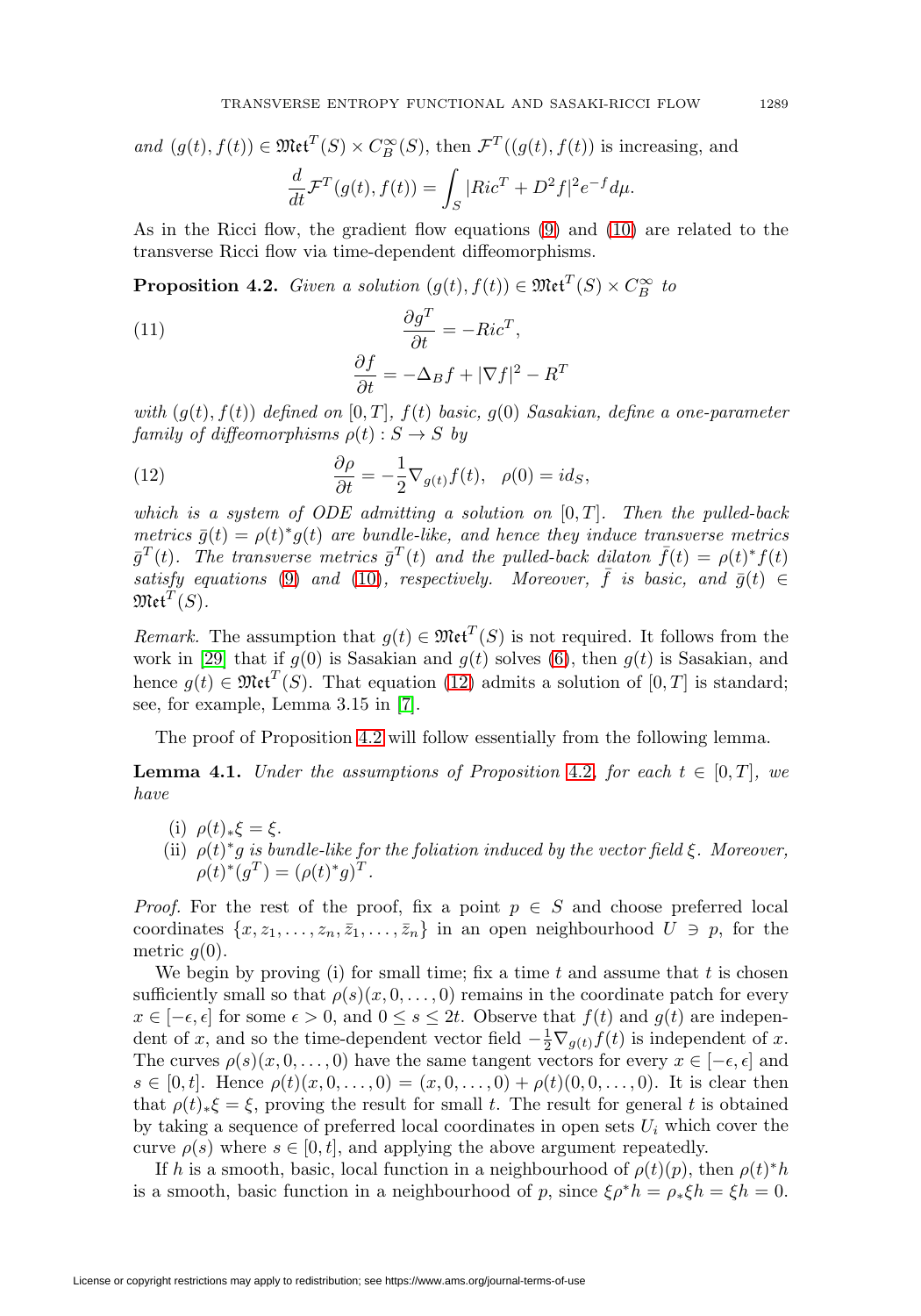*and* $(g(t), f(t)) \in \mathfrak{Met}^T(S) \times C^\infty_B(S)$, *then* $\mathcal{F}^T((g(t), f(t))$ *is increasing, and*

$$\frac{d}{dt}\mathcal{F}^T(g(t), f(t)) = \int_S |Ric^T + D^2 f|^2 e^{-f} d\mu.$$

As in the Ricci flow, the gradient flow equations (9) and (10) are related to the transverse Ricci flow via time-dependent diffeomorphisms.

**Proposition 4.2.** *Given a solution* $(g(t), f(t)) \in \mathfrak{Met}^T(S) \times C^\infty_B$ *to*

$$\frac{\partial g^T}{\partial t} = -Ric^T, \tag{11}$$

$$\frac{\partial f}{\partial t} = -\Delta_B f + |\nabla f|^2 - R^T$$

*with* $(g(t), f(t))$ *defined on* $[0, T]$*,* $f(t)$ *basic,* $g(0)$ *Sasakian, define a one-parameter family of diffeomorphisms* $\rho(t) : S \to S$ *by*

$$\frac{\partial \rho}{\partial t} = -\frac{1}{2}\nabla_{g(t)} f(t), \quad \rho(0) = id_S, \tag{12}$$

*which is a system of ODE admitting a solution on* $[0, T]$*. Then the pulled-back metrics* $\bar{g}(t) = \rho(t)^* g(t)$ *are bundle-like, and hence they induce transverse metrics* $\bar{g}^T(t)$*. The transverse metrics* $\bar{g}^T(t)$ *and the pulled-back dilaton* $\bar{f}(t) = \rho(t)^* f(t)$ *satisfy equations* (9) *and* (10)*, respectively. Moreover,* $\bar{f}$ *is basic, and* $\bar{g}(t) \in \mathfrak{Met}^T(S)$.

*Remark.* The assumption that $g(t) \in \mathfrak{Met}^T(S)$ is not required. It follows from the work in [29] that if $g(0)$ is Sasakian and $g(t)$ solves (6), then $g(t)$ is Sasakian, and hence $g(t) \in \mathfrak{Met}^T(S)$. That equation (12) admits a solution of $[0, T]$ is standard; see, for example, Lemma 3.15 in [7].

The proof of Proposition 4.2 will follow essentially from the following lemma.

**Lemma 4.1.** *Under the assumptions of Proposition* 4.2*, for each* $t \in [0, T]$*, we have*

(i) $\rho(t)_* \xi = \xi$.
(ii) $\rho(t)^* g$ *is bundle-like for the foliation induced by the vector field* $\xi$*. Moreover,* $\rho(t)^*(g^T) = (\rho(t)^* g)^T$.

*Proof.* For the rest of the proof, fix a point $p \in S$ and choose preferred local coordinates $\{x, z_1, \ldots, z_n, \bar{z}_1, \ldots, \bar{z}_n\}$ in an open neighbourhood $U \ni p$, for the metric $g(0)$.

We begin by proving (i) for small time; fix a time $t$ and assume that $t$ is chosen sufficiently small so that $\rho(s)(x, 0, \ldots, 0)$ remains in the coordinate patch for every $x \in [-\epsilon, \epsilon]$ for some $\epsilon > 0$, and $0 \le s \le 2t$. Observe that $f(t)$ and $g(t)$ are independent of $x$, and so the time-dependent vector field $-\frac{1}{2}\nabla_{g(t)} f(t)$ is independent of $x$. The curves $\rho(s)(x, 0, \ldots, 0)$ have the same tangent vectors for every $x \in [-\epsilon, \epsilon]$ and $s \in [0, t]$. Hence $\rho(t)(x, 0, \ldots, 0) = (x, 0, \ldots, 0) + \rho(t)(0, 0, \ldots, 0)$. It is clear then that $\rho(t)_* \xi = \xi$, proving the result for small $t$. The result for general $t$ is obtained by taking a sequence of preferred local coordinates in open sets $U_i$ which cover the curve $\rho(s)$ where $s \in [0, t]$, and applying the above argument repeatedly.

If $h$ is a smooth, basic, local function in a neighbourhood of $\rho(t)(p)$, then $\rho(t)^* h$ is a smooth, basic function in a neighbourhood of $p$, since $\xi \rho^* h = \rho_* \xi h = \xi h = 0$.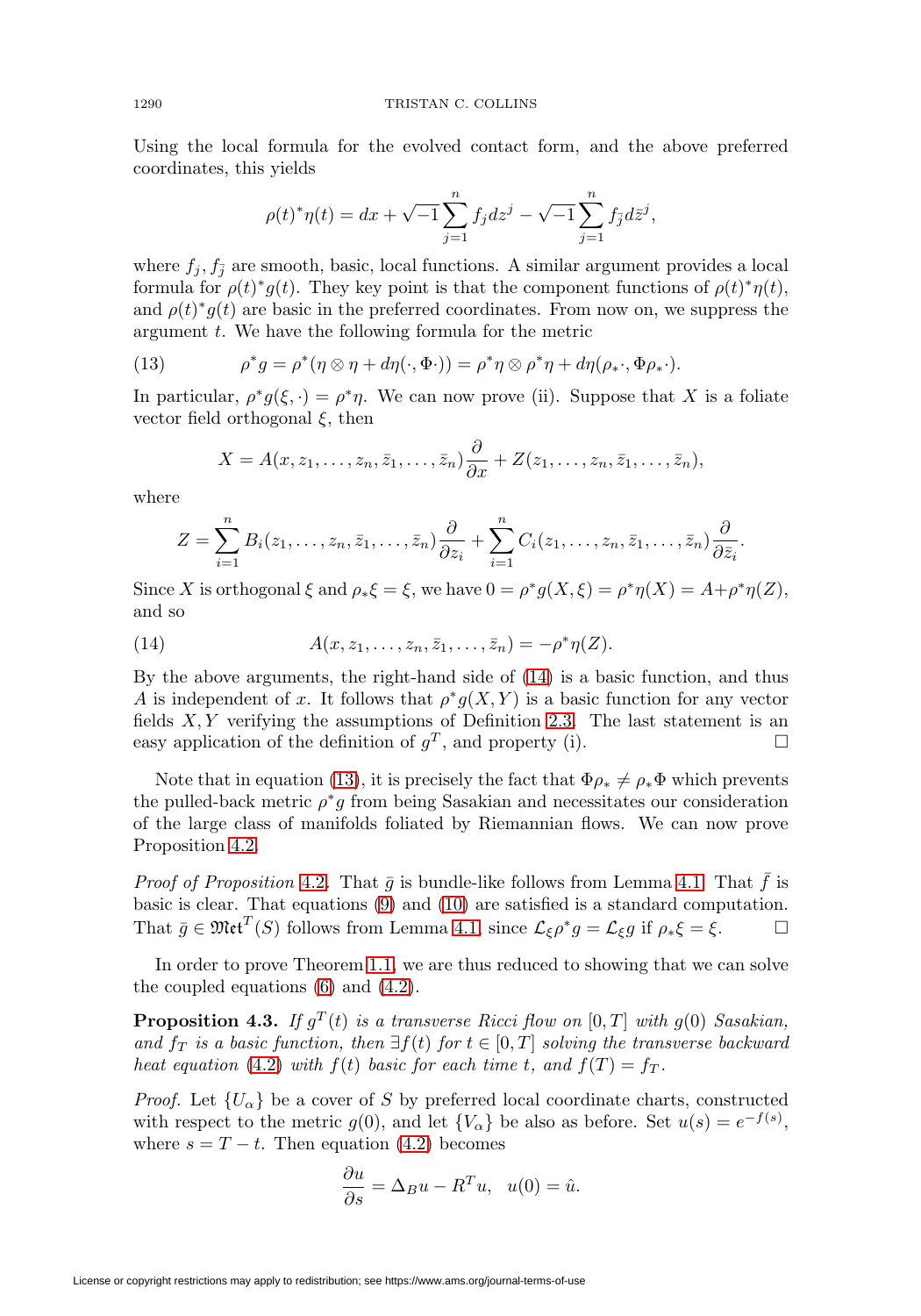Using the local formula for the evolved contact form, and the above preferred coordinates, this yields

$$\rho(t)^*\eta(t) = dx + \sqrt{-1}\sum_{j=1}^{n} f_j dz^j - \sqrt{-1}\sum_{j=1}^{n} f_{\bar{j}} d\bar{z}^j,$$

where $f_j, f_{\bar{j}}$ are smooth, basic, local functions. A similar argument provides a local formula for $\rho(t)^*g(t)$. They key point is that the component functions of $\rho(t)^*\eta(t)$, and $\rho(t)^*g(t)$ are basic in the preferred coordinates. From now on, we suppress the argument $t$. We have the following formula for the metric

$$\rho^*g = \rho^*(\eta \otimes \eta + d\eta(\cdot, \Phi\cdot)) = \rho^*\eta \otimes \rho^*\eta + d\eta(\rho_*\cdot, \Phi\rho_*\cdot). \tag{13}$$

In particular, $\rho^*g(\xi, \cdot) = \rho^*\eta$. We can now prove (ii). Suppose that $X$ is a foliate vector field orthogonal $\xi$, then

$$X = A(x, z_1, \ldots, z_n, \bar{z}_1, \ldots, \bar{z}_n)\frac{\partial}{\partial x} + Z(z_1, \ldots, z_n, \bar{z}_1, \ldots, \bar{z}_n),$$

where

$$Z = \sum_{i=1}^{n} B_i(z_1, \ldots, z_n, \bar{z}_1, \ldots, \bar{z}_n)\frac{\partial}{\partial z_i} + \sum_{i=1}^{n} C_i(z_1, \ldots, z_n, \bar{z}_1, \ldots, \bar{z}_n)\frac{\partial}{\partial \bar{z}_i}.$$

Since $X$ is orthogonal $\xi$ and $\rho_*\xi = \xi$, we have $0 = \rho^*g(X, \xi) = \rho^*\eta(X) = A + \rho^*\eta(Z)$, and so

$$A(x, z_1, \ldots, z_n, \bar{z}_1, \ldots, \bar{z}_n) = -\rho^*\eta(Z). \tag{14}$$

By the above arguments, the right-hand side of (14) is a basic function, and thus $A$ is independent of $x$. It follows that $\rho^*g(X, Y)$ is a basic function for any vector fields $X, Y$ verifying the assumptions of Definition 2.3. The last statement is an easy application of the definition of $g^T$, and property (i). $\square$

Note that in equation (13), it is precisely the fact that $\Phi\rho_* \neq \rho_*\Phi$ which prevents the pulled-back metric $\rho^*g$ from being Sasakian and necessitates our consideration of the large class of manifolds foliated by Riemannian flows. We can now prove Proposition 4.2.

*Proof of Proposition* 4.2. That $\bar{g}$ is bundle-like follows from Lemma 4.1. That $\bar{f}$ is basic is clear. That equations (9) and (10) are satisfied is a standard computation. That $\bar{g} \in \mathfrak{Met}^T(S)$ follows from Lemma 4.1, since $\mathcal{L}_\xi \rho^*g = \mathcal{L}_\xi g$ if $\rho_*\xi = \xi$. $\square$

In order to prove Theorem 1.1, we are thus reduced to showing that we can solve the coupled equations (6) and (4.2).

**Proposition 4.3.** *If $g^T(t)$ is a transverse Ricci flow on $[0, T]$ with $g(0)$ Sasakian, and $f_T$ is a basic function, then $\exists f(t)$ for $t \in [0, T]$ solving the transverse backward heat equation* (4.2) *with $f(t)$ basic for each time $t$, and $f(T) = f_T$.*

*Proof.* Let $\{U_\alpha\}$ be a cover of $S$ by preferred local coordinate charts, constructed with respect to the metric $g(0)$, and let $\{V_\alpha\}$ be also as before. Set $u(s) = e^{-f(s)}$, where $s = T - t$. Then equation (4.2) becomes

$$\frac{\partial u}{\partial s} = \Delta_B u - R^T u, \quad u(0) = \hat{u}.$$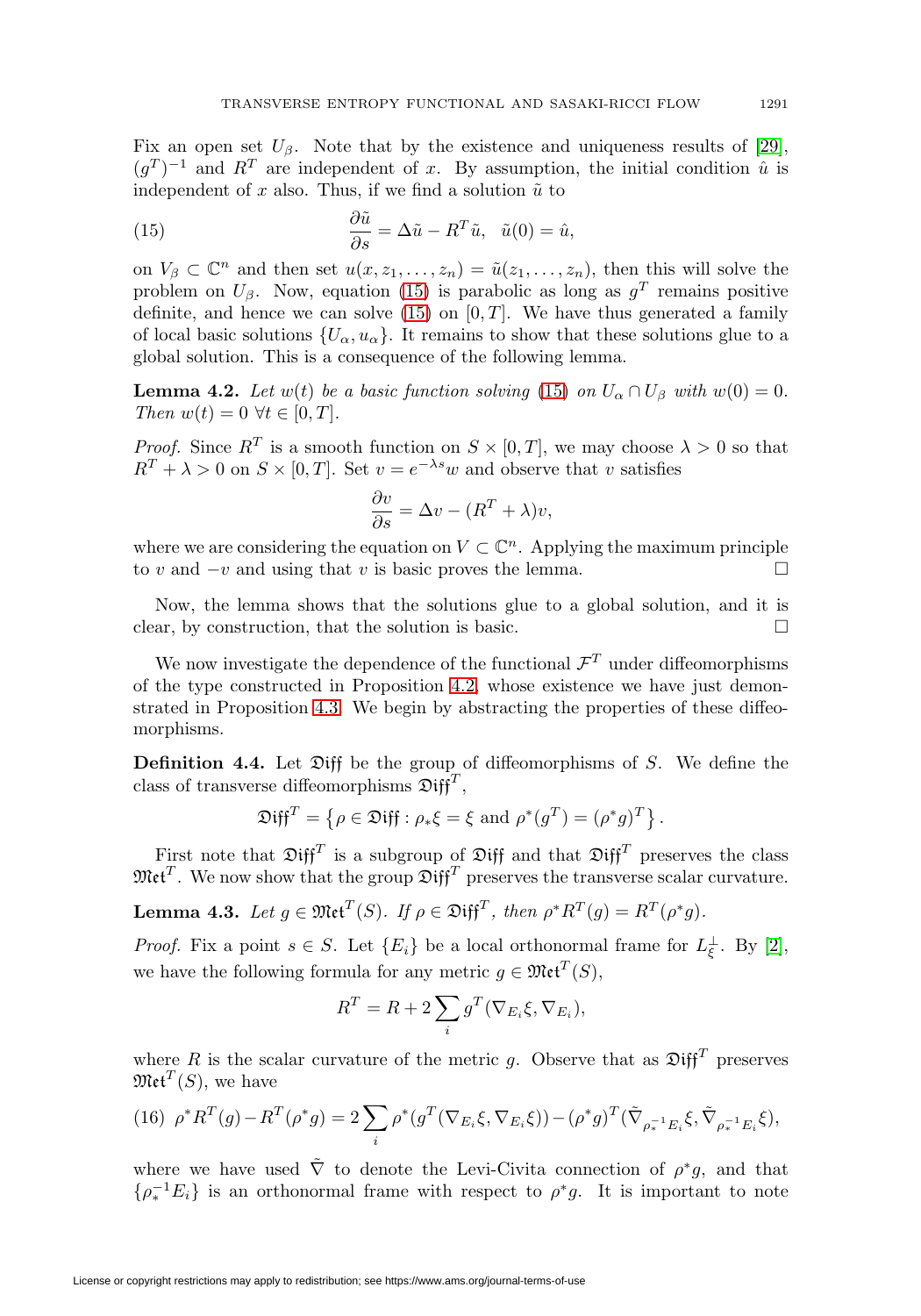Fix an open set $U_\beta$. Note that by the existence and uniqueness results of [29], $(g^T)^{-1}$ and $R^T$ are independent of $x$. By assumption, the initial condition $\hat{u}$ is independent of $x$ also. Thus, if we find a solution $\tilde{u}$ to

$$\frac{\partial \tilde{u}}{\partial s} = \Delta \tilde{u} - R^T \tilde{u}, \quad \tilde{u}(0) = \hat{u}, \tag{15}$$

on $V_\beta \subset \mathbb{C}^n$ and then set $u(x, z_1, \ldots, z_n) = \tilde{u}(z_1, \ldots, z_n)$, then this will solve the problem on $U_\beta$. Now, equation (15) is parabolic as long as $g^T$ remains positive definite, and hence we can solve (15) on $[0, T]$. We have thus generated a family of local basic solutions $\{U_\alpha, u_\alpha\}$. It remains to show that these solutions glue to a global solution. This is a consequence of the following lemma.

**Lemma 4.2.** *Let $w(t)$ be a basic function solving (15) on $U_\alpha \cap U_\beta$ with $w(0) = 0$. Then $w(t) = 0$ $\forall t \in [0, T]$.*

*Proof.* Since $R^T$ is a smooth function on $S \times [0, T]$, we may choose $\lambda > 0$ so that $R^T + \lambda > 0$ on $S \times [0, T]$. Set $v = e^{-\lambda s} w$ and observe that $v$ satisfies

$$\frac{\partial v}{\partial s} = \Delta v - (R^T + \lambda) v,$$

where we are considering the equation on $V \subset \mathbb{C}^n$. Applying the maximum principle to $v$ and $-v$ and using that $v$ is basic proves the lemma. □

Now, the lemma shows that the solutions glue to a global solution, and it is clear, by construction, that the solution is basic. □

We now investigate the dependence of the functional $\mathcal{F}^T$ under diffeomorphisms of the type constructed in Proposition 4.2, whose existence we have just demonstrated in Proposition 4.3. We begin by abstracting the properties of these diffeomorphisms.

**Definition 4.4.** Let $\mathfrak{Diff}$ be the group of diffeomorphisms of $S$. We define the class of transverse diffeomorphisms $\mathfrak{Diff}^T$,

$$\mathfrak{Diff}^T = \left\{ \rho \in \mathfrak{Diff} : \rho_* \xi = \xi \text{ and } \rho^*(g^T) = (\rho^* g)^T \right\}.$$

First note that $\mathfrak{Diff}^T$ is a subgroup of $\mathfrak{Diff}$ and that $\mathfrak{Diff}^T$ preserves the class $\mathfrak{Met}^T$. We now show that the group $\mathfrak{Diff}^T$ preserves the transverse scalar curvature.

**Lemma 4.3.** *Let $g \in \mathfrak{Met}^T(S)$. If $\rho \in \mathfrak{Diff}^T$, then $\rho^* R^T(g) = R^T(\rho^* g)$.*

*Proof.* Fix a point $s \in S$. Let $\{E_i\}$ be a local orthonormal frame for $L_\xi^\perp$. By [2], we have the following formula for any metric $g \in \mathfrak{Met}^T(S)$,

$$R^T = R + 2 \sum_i g^T(\nabla_{E_i} \xi, \nabla_{E_i}),$$

where $R$ is the scalar curvature of the metric $g$. Observe that as $\mathfrak{Diff}^T$ preserves $\mathfrak{Met}^T(S)$, we have

$$\rho^* R^T(g) - R^T(\rho^* g) = 2 \sum_i \rho^*(g^T(\nabla_{E_i} \xi, \nabla_{E_i} \xi)) - (\rho^* g)^T(\tilde{\nabla}_{\rho_*^{-1} E_i} \xi, \tilde{\nabla}_{\rho_*^{-1} E_i} \xi), \tag{16}$$

where we have used $\tilde{\nabla}$ to denote the Levi-Civita connection of $\rho^* g$, and that $\{\rho_*^{-1} E_i\}$ is an orthonormal frame with respect to $\rho^* g$. It is important to note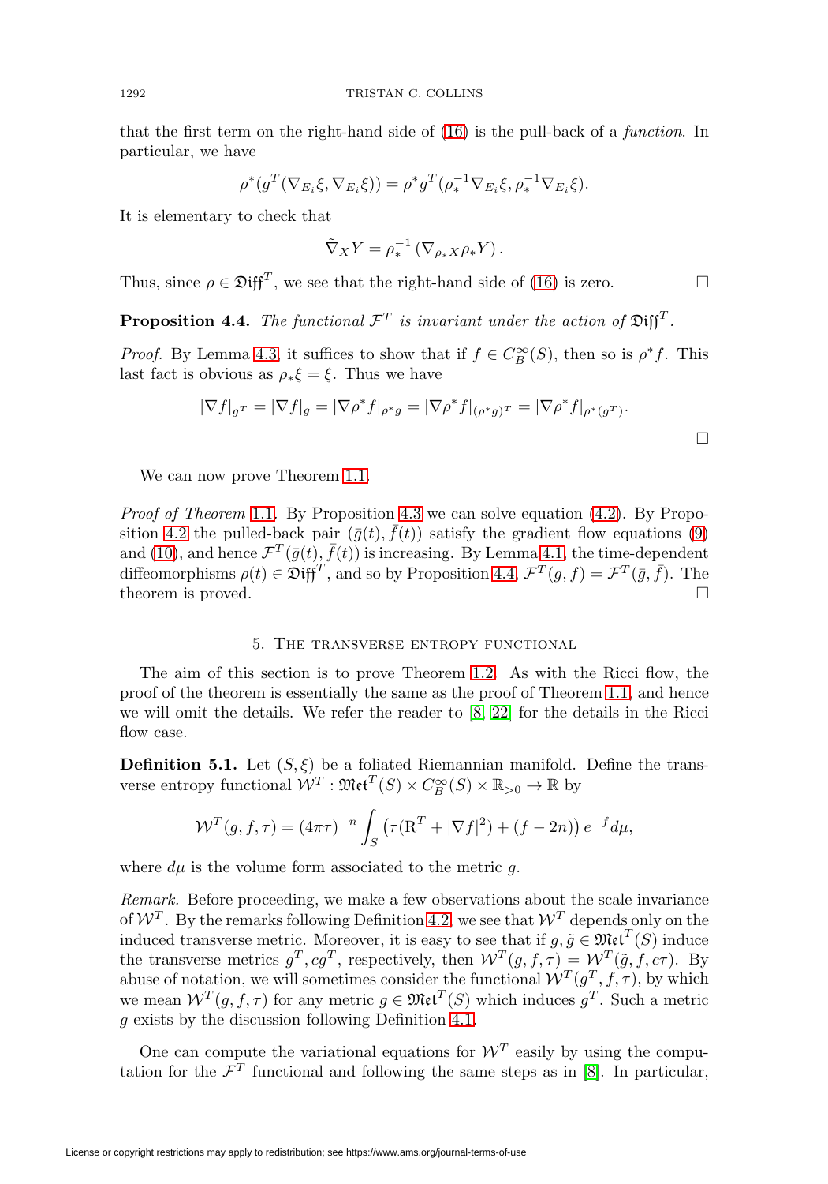that the first term on the right-hand side of (16) is the pull-back of a *function*. In particular, we have

$$\rho^*(g^T(\nabla_{E_i}\xi, \nabla_{E_i}\xi)) = \rho^* g^T(\rho_*^{-1}\nabla_{E_i}\xi, \rho_*^{-1}\nabla_{E_i}\xi).$$

It is elementary to check that

$$\tilde{\nabla}_X Y = \rho_*^{-1}\left(\nabla_{\rho_* X}\rho_* Y\right).$$

Thus, since $\rho \in \mathfrak{Diff}^T$, we see that the right-hand side of (16) is zero. □

**Proposition 4.4.** *The functional $\mathcal{F}^T$ is invariant under the action of $\mathfrak{Diff}^T$.*

*Proof.* By Lemma 4.3, it suffices to show that if $f \in C_B^\infty(S)$, then so is $\rho^* f$. This last fact is obvious as $\rho_*\xi = \xi$. Thus we have

$$|\nabla f|_{g^T} = |\nabla f|_g = |\nabla \rho^* f|_{\rho^* g} = |\nabla \rho^* f|_{(\rho^* g)^T} = |\nabla \rho^* f|_{\rho^*(g^T)}.$$

□

We can now prove Theorem 1.1.

*Proof of Theorem* 1.1. By Proposition 4.3 we can solve equation (4.2). By Proposition 4.2 the pulled-back pair $(\bar{g}(t), \bar{f}(t))$ satisfy the gradient flow equations (9) and (10), and hence $\mathcal{F}^T(\bar{g}(t), \bar{f}(t))$ is increasing. By Lemma 4.1, the time-dependent diffeomorphisms $\rho(t) \in \mathfrak{Diff}^T$, and so by Proposition 4.4, $\mathcal{F}^T(g, f) = \mathcal{F}^T(\bar{g}, \bar{f})$. The theorem is proved. □

## 5. The transverse entropy functional

The aim of this section is to prove Theorem 1.2. As with the Ricci flow, the proof of the theorem is essentially the same as the proof of Theorem 1.1, and hence we will omit the details. We refer the reader to [8, 22] for the details in the Ricci flow case.

**Definition 5.1.** Let $(S, \xi)$ be a foliated Riemannian manifold. Define the transverse entropy functional $\mathcal{W}^T : \mathfrak{Met}^T(S) \times C_B^\infty(S) \times \mathbb{R}_{>0} \to \mathbb{R}$ by

$$\mathcal{W}^T(g, f, \tau) = (4\pi\tau)^{-n}\int_S \left(\tau(\mathrm{R}^T + |\nabla f|^2) + (f - 2n)\right)e^{-f}d\mu,$$

where $d\mu$ is the volume form associated to the metric $g$.

*Remark.* Before proceeding, we make a few observations about the scale invariance of $\mathcal{W}^T$. By the remarks following Definition 4.2, we see that $\mathcal{W}^T$ depends only on the induced transverse metric. Moreover, it is easy to see that if $g, \tilde{g} \in \mathfrak{Met}^T(S)$ induce the transverse metrics $g^T, cg^T$, respectively, then $\mathcal{W}^T(g, f, \tau) = \mathcal{W}^T(\tilde{g}, f, c\tau)$. By abuse of notation, we will sometimes consider the functional $\mathcal{W}^T(g^T, f, \tau)$, by which we mean $\mathcal{W}^T(g, f, \tau)$ for any metric $g \in \mathfrak{Met}^T(S)$ which induces $g^T$. Such a metric $g$ exists by the discussion following Definition 4.1.

One can compute the variational equations for $\mathcal{W}^T$ easily by using the computation for the $\mathcal{F}^T$ functional and following the same steps as in [8]. In particular,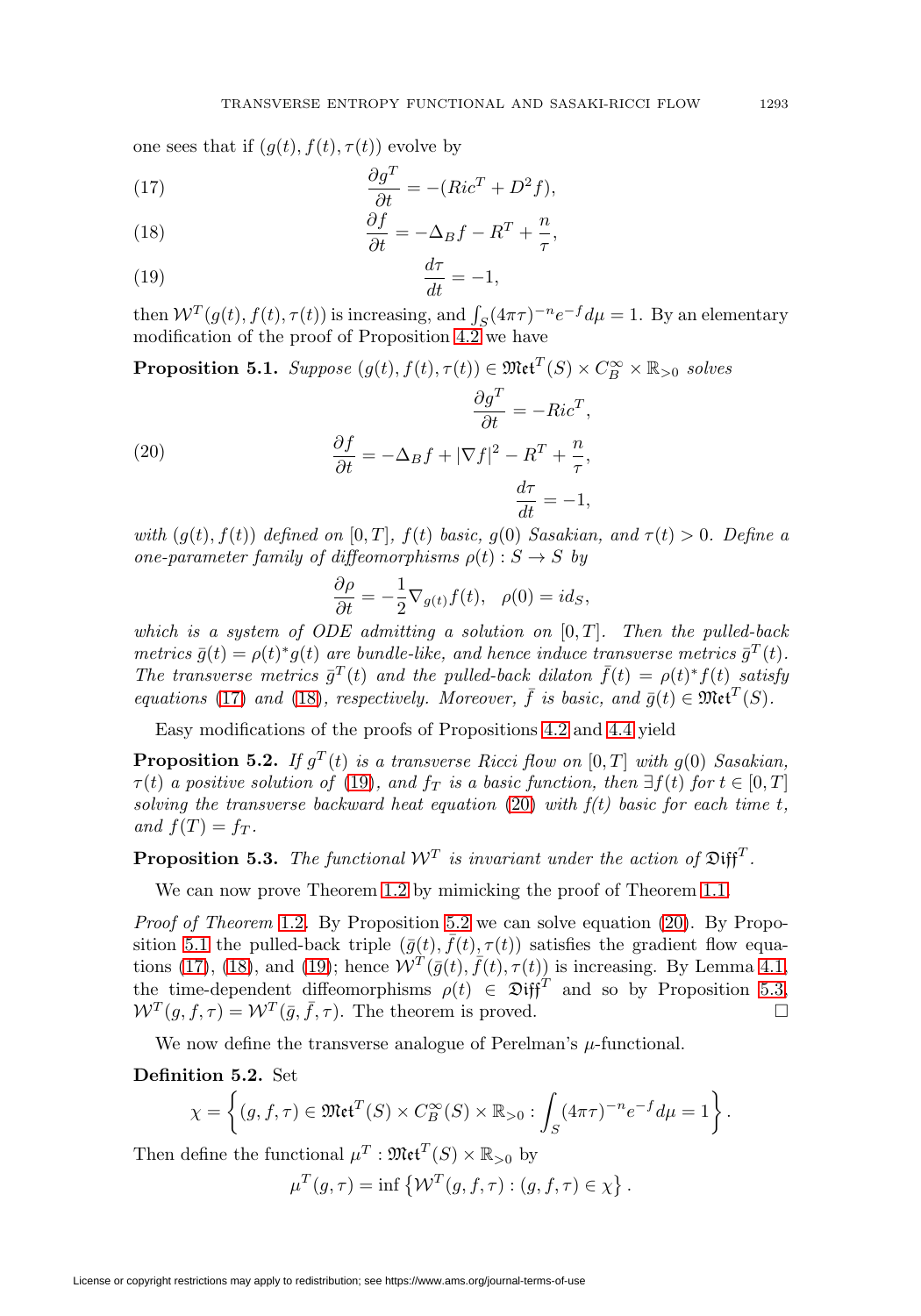one sees that if $(g(t), f(t), \tau(t))$ evolve by

$$\frac{\partial g^T}{\partial t} = -(Ric^T + D^2 f), \tag{17}$$

$$\frac{\partial f}{\partial t} = -\Delta_B f - R^T + \frac{n}{\tau}, \tag{18}$$

$$\frac{d\tau}{dt} = -1, \tag{19}$$

then $\mathcal{W}^T(g(t), f(t), \tau(t))$ is increasing, and $\int_S (4\pi\tau)^{-n} e^{-f} d\mu = 1$. By an elementary modification of the proof of Proposition 4.2 we have

**Proposition 5.1.** *Suppose $(g(t), f(t), \tau(t)) \in \mathfrak{Met}^T(S) \times C_B^\infty \times \mathbb{R}_{>0}$ solves*

$$\begin{aligned} \frac{\partial g^T}{\partial t} &= -Ric^T, \\ \frac{\partial f}{\partial t} &= -\Delta_B f + |\nabla f|^2 - R^T + \frac{n}{\tau}, \\ \frac{d\tau}{dt} &= -1, \end{aligned} \tag{20}$$

*with $(g(t), f(t))$ defined on $[0, T]$, $f(t)$ basic, $g(0)$ Sasakian, and $\tau(t) > 0$. Define a one-parameter family of diffeomorphisms $\rho(t) : S \to S$ by*

$$\frac{\partial \rho}{\partial t} = -\frac{1}{2}\nabla_{g(t)} f(t), \quad \rho(0) = id_S,$$

*which is a system of ODE admitting a solution on $[0, T]$. Then the pulled-back metrics $\bar{g}(t) = \rho(t)^* g(t)$ are bundle-like, and hence induce transverse metrics $\bar{g}^T(t)$. The transverse metrics $\bar{g}^T(t)$ and the pulled-back dilaton $\bar{f}(t) = \rho(t)^* f(t)$ satisfy equations (17) and (18), respectively. Moreover, $\bar{f}$ is basic, and $\bar{g}(t) \in \mathfrak{Met}^T(S)$.*

Easy modifications of the proofs of Propositions 4.2 and 4.4 yield

**Proposition 5.2.** *If $g^T(t)$ is a transverse Ricci flow on $[0, T]$ with $g(0)$ Sasakian, $\tau(t)$ a positive solution of (19), and $f_T$ is a basic function, then $\exists f(t)$ for $t \in [0, T]$ solving the transverse backward heat equation (20) with $f(t)$ basic for each time $t$, and $f(T) = f_T$.*

**Proposition 5.3.** *The functional $\mathcal{W}^T$ is invariant under the action of $\mathfrak{Diff}^T$.*

We can now prove Theorem 1.2 by mimicking the proof of Theorem 1.1.

*Proof of Theorem* 1.2. By Proposition 5.2 we can solve equation (20). By Proposition 5.1 the pulled-back triple $(\bar{g}(t), \bar{f}(t), \tau(t))$ satisfies the gradient flow equations (17), (18), and (19); hence $\mathcal{W}^T(\bar{g}(t), \bar{f}(t), \tau(t))$ is increasing. By Lemma 4.1, the time-dependent diffeomorphisms $\rho(t) \in \mathfrak{Diff}^T$ and so by Proposition 5.3, $\mathcal{W}^T(g, f, \tau) = \mathcal{W}^T(\bar{g}, \bar{f}, \tau)$. The theorem is proved. □

We now define the transverse analogue of Perelman's $\mu$-functional.

**Definition 5.2.** Set

$$\chi = \left\{ (g, f, \tau) \in \mathfrak{Met}^T(S) \times C_B^\infty(S) \times \mathbb{R}_{>0} : \int_S (4\pi\tau)^{-n} e^{-f} d\mu = 1 \right\}.$$

Then define the functional $\mu^T : \mathfrak{Met}^T(S) \times \mathbb{R}_{>0}$ by

$$\mu^T(g, \tau) = \inf \left\{ \mathcal{W}^T(g, f, \tau) : (g, f, \tau) \in \chi \right\}.$$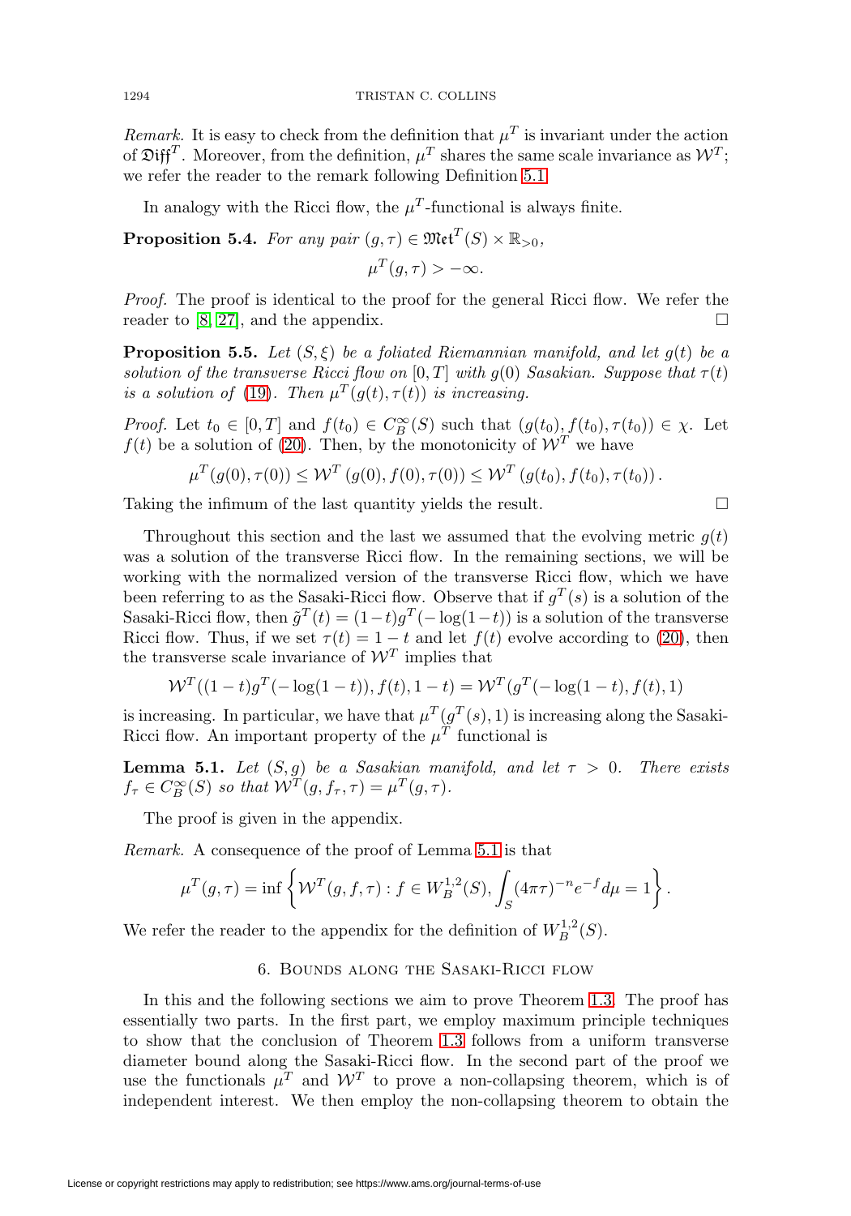*Remark.* It is easy to check from the definition that $\mu^T$ is invariant under the action of $\mathfrak{Diff}^T$. Moreover, from the definition, $\mu^T$ shares the same scale invariance as $\mathcal{W}^T$; we refer the reader to the remark following Definition 5.1.

In analogy with the Ricci flow, the $\mu^T$-functional is always finite.

**Proposition 5.4.** *For any pair $(g,\tau) \in \mathfrak{Met}^T(S) \times \mathbb{R}_{>0}$,*

$$\mu^T(g,\tau) > -\infty.$$

*Proof.* The proof is identical to the proof for the general Ricci flow. We refer the reader to [8, 27], and the appendix. ☐

**Proposition 5.5.** *Let $(S,\xi)$ be a foliated Riemannian manifold, and let $g(t)$ be a solution of the transverse Ricci flow on $[0,T]$ with $g(0)$ Sasakian. Suppose that $\tau(t)$ is a solution of (19). Then $\mu^T(g(t),\tau(t))$ is increasing.*

*Proof.* Let $t_0 \in [0,T]$ and $f(t_0) \in C^\infty_B(S)$ such that $(g(t_0), f(t_0), \tau(t_0)) \in \chi$. Let $f(t)$ be a solution of (20). Then, by the monotonicity of $\mathcal{W}^T$ we have

$$\mu^T(g(0),\tau(0)) \leq \mathcal{W}^T\left(g(0), f(0), \tau(0)\right) \leq \mathcal{W}^T\left(g(t_0), f(t_0), \tau(t_0)\right).$$

Taking the infimum of the last quantity yields the result. ☐

Throughout this section and the last we assumed that the evolving metric $g(t)$ was a solution of the transverse Ricci flow. In the remaining sections, we will be working with the normalized version of the transverse Ricci flow, which we have been referring to as the Sasaki-Ricci flow. Observe that if $g^T(s)$ is a solution of the Sasaki-Ricci flow, then $\tilde{g}^T(t) = (1-t)g^T(-\log(1-t))$ is a solution of the transverse Ricci flow. Thus, if we set $\tau(t) = 1-t$ and let $f(t)$ evolve according to (20), then the transverse scale invariance of $\mathcal{W}^T$ implies that

$$\mathcal{W}^T((1-t)g^T(-\log(1-t)), f(t), 1-t) = \mathcal{W}^T(g^T(-\log(1-t), f(t), 1)$$

is increasing. In particular, we have that $\mu^T(g^T(s),1)$ is increasing along the Sasaki-Ricci flow. An important property of the $\mu^T$ functional is

**Lemma 5.1.** *Let $(S,g)$ be a Sasakian manifold, and let $\tau > 0$. There exists $f_\tau \in C^\infty_B(S)$ so that $\mathcal{W}^T(g, f_\tau, \tau) = \mu^T(g,\tau)$.*

The proof is given in the appendix.

*Remark.* A consequence of the proof of Lemma 5.1 is that

$$\mu^T(g,\tau) = \inf\left\{\mathcal{W}^T(g,f,\tau) : f \in W^{1,2}_B(S), \int_S (4\pi\tau)^{-n}e^{-f}d\mu = 1\right\}.$$

We refer the reader to the appendix for the definition of $W^{1,2}_B(S)$.

## 6. Bounds along the Sasaki-Ricci flow

In this and the following sections we aim to prove Theorem 1.3. The proof has essentially two parts. In the first part, we employ maximum principle techniques to show that the conclusion of Theorem 1.3 follows from a uniform transverse diameter bound along the Sasaki-Ricci flow. In the second part of the proof we use the functionals $\mu^T$ and $\mathcal{W}^T$ to prove a non-collapsing theorem, which is of independent interest. We then employ the non-collapsing theorem to obtain the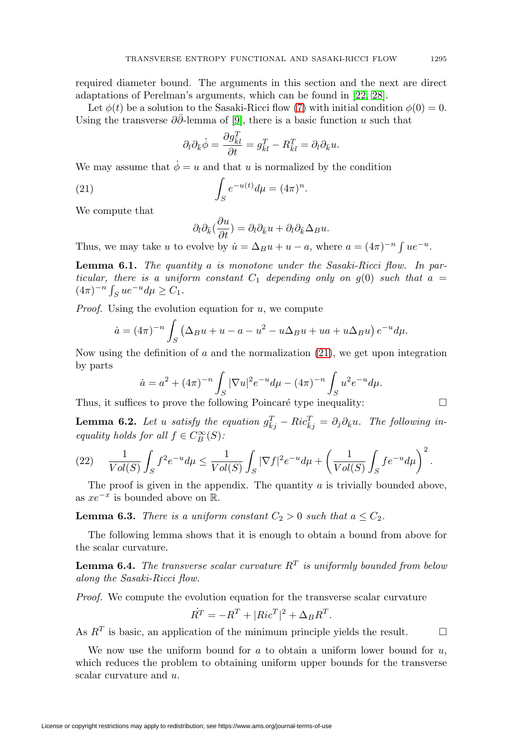required diameter bound. The arguments in this section and the next are direct adaptations of Perelman's arguments, which can be found in [22] [28].

Let $\phi(t)$ be a solution to the Sasaki-Ricci flow (7) with initial condition $\phi(0) = 0$. Using the transverse $\partial\bar{\partial}$-lemma of [9], there is a basic function $u$ such that

$$\partial_l \partial_{\bar{k}} \dot{\phi} = \frac{\partial g^T_{\bar{k}l}}{\partial t} = g^T_{\bar{k}l} - R^T_{\bar{k}l} = \partial_l \partial_{\bar{k}} u.$$

We may assume that $\dot{\phi} = u$ and that $u$ is normalized by the condition

$$\int_S e^{-u(t)} d\mu = (4\pi)^n. \tag{21}$$

We compute that

$$\partial_l \partial_{\bar{k}} (\frac{\partial u}{\partial t}) = \partial_l \partial_{\bar{k}} u + \partial_l \partial_{\bar{k}} \Delta_B u.$$

Thus, we may take $u$ to evolve by $\dot{u} = \Delta_B u + u - a$, where $a = (4\pi)^{-n} \int u e^{-u}$.

**Lemma 6.1.** *The quantity $a$ is monotone under the Sasaki-Ricci flow. In particular, there is a uniform constant $C_1$ depending only on $g(0)$ such that $a = (4\pi)^{-n} \int_S u e^{-u} d\mu \geq C_1$.*

*Proof.* Using the evolution equation for $u$, we compute

$$\dot{a} = (4\pi)^{-n} \int_S \left( \Delta_B u + u - a - u^2 - u\Delta_B u + ua + u\Delta_B u \right) e^{-u} d\mu.$$

Now using the definition of $a$ and the normalization (21), we get upon integration by parts

$$\dot{a} = a^2 + (4\pi)^{-n} \int_S |\nabla u|^2 e^{-u} d\mu - (4\pi)^{-n} \int_S u^2 e^{-u} d\mu.$$

Thus, it suffices to prove the following Poincaré type inequality: □

**Lemma 6.2.** *Let $u$ satisfy the equation $g^T_{\bar{k}j} - Ric^T_{\bar{k}j} = \partial_j \partial_{\bar{k}} u$. The following inequality holds for all $f \in C^\infty_B(S)$:*

$$\frac{1}{Vol(S)} \int_S f^2 e^{-u} d\mu \leq \frac{1}{Vol(S)} \int_S |\nabla f|^2 e^{-u} d\mu + \left( \frac{1}{Vol(S)} \int_S f e^{-u} d\mu \right)^2. \tag{22}$$

The proof is given in the appendix. The quantity $a$ is trivially bounded above, as $xe^{-x}$ is bounded above on $\mathbb{R}$.

**Lemma 6.3.** *There is a uniform constant $C_2 > 0$ such that $a \leq C_2$.*

The following lemma shows that it is enough to obtain a bound from above for the scalar curvature.

**Lemma 6.4.** *The transverse scalar curvature $R^T$ is uniformly bounded from below along the Sasaki-Ricci flow.*

*Proof.* We compute the evolution equation for the transverse scalar curvature

$$\dot{R^T} = -R^T + |Ric^T|^2 + \Delta_B R^T.$$

As $R^T$ is basic, an application of the minimum principle yields the result. □

We now use the uniform bound for $a$ to obtain a uniform lower bound for $u$, which reduces the problem to obtaining uniform upper bounds for the transverse scalar curvature and $u$.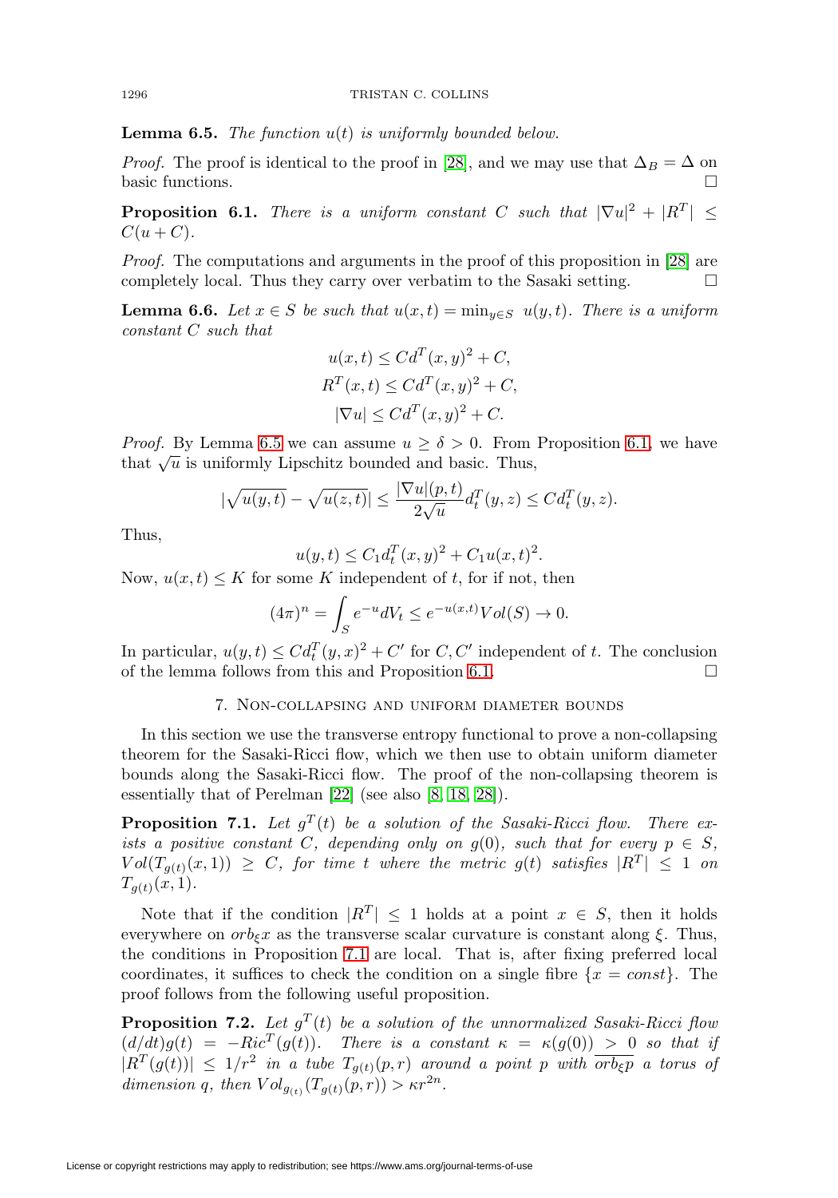**Lemma 6.5.** *The function $u(t)$ is uniformly bounded below.*

*Proof.* The proof is identical to the proof in [28], and we may use that $\Delta_B = \Delta$ on basic functions. $\square$

**Proposition 6.1.** *There is a uniform constant $C$ such that $|\nabla u|^2 + |R^T| \leq C(u + C)$.*

*Proof.* The computations and arguments in the proof of this proposition in [28] are completely local. Thus they carry over verbatim to the Sasaki setting. $\square$

**Lemma 6.6.** *Let $x \in S$ be such that $u(x,t) = \min_{y \in S} \, u(y,t)$. There is a uniform constant $C$ such that*

$$u(x,t) \leq Cd^T(x,y)^2 + C,$$
$$R^T(x,t) \leq Cd^T(x,y)^2 + C,$$
$$|\nabla u| \leq Cd^T(x,y)^2 + C.$$

*Proof.* By Lemma 6.5 we can assume $u \geq \delta > 0$. From Proposition 6.1, we have that $\sqrt{u}$ is uniformly Lipschitz bounded and basic. Thus,

$$|\sqrt{u(y,t)} - \sqrt{u(z,t)}| \leq \frac{|\nabla u|(p,t)}{2\sqrt{u}} d_t^T(y,z) \leq C d_t^T(y,z).$$

Thus,

$$u(y,t) \leq C_1 d_t^T(x,y)^2 + C_1 u(x,t)^2.$$

Now, $u(x,t) \leq K$ for some $K$ independent of $t$, for if not, then

$$(4\pi)^n = \int_S e^{-u} dV_t \leq e^{-u(x,t)} Vol(S) \to 0.$$

In particular, $u(y,t) \leq Cd_t^T(y,x)^2 + C'$ for $C, C'$ independent of $t$. The conclusion of the lemma follows from this and Proposition 6.1. $\square$

## 7. Non-collapsing and uniform diameter bounds

In this section we use the transverse entropy functional to prove a non-collapsing theorem for the Sasaki-Ricci flow, which we then use to obtain uniform diameter bounds along the Sasaki-Ricci flow. The proof of the non-collapsing theorem is essentially that of Perelman [22] (see also [8, 18, 28]).

**Proposition 7.1.** *Let $g^T(t)$ be a solution of the Sasaki-Ricci flow. There exists a positive constant $C$, depending only on $g(0)$, such that for every $p \in S$, $Vol(T_{g(t)}(x,1)) \geq C$, for time $t$ where the metric $g(t)$ satisfies $|R^T| \leq 1$ on $T_{g(t)}(x,1)$.*

Note that if the condition $|R^T| \leq 1$ holds at a point $x \in S$, then it holds everywhere on $orb_\xi x$ as the transverse scalar curvature is constant along $\xi$. Thus, the conditions in Proposition 7.1 are local. That is, after fixing preferred local coordinates, it suffices to check the condition on a single fibre $\{x = const\}$. The proof follows from the following useful proposition.

**Proposition 7.2.** *Let $g^T(t)$ be a solution of the unnormalized Sasaki-Ricci flow $(d/dt)g(t) = -Ric^T(g(t))$. There is a constant $\kappa = \kappa(g(0)) > 0$ so that if $|R^T(g(t))| \leq 1/r^2$ in a tube $T_{g(t)}(p,r)$ around a point $p$ with $\overline{orb_\xi p}$ a torus of dimension $q$, then $Vol_{g_{(t)}}(T_{g(t)}(p,r)) > \kappa r^{2n}$.*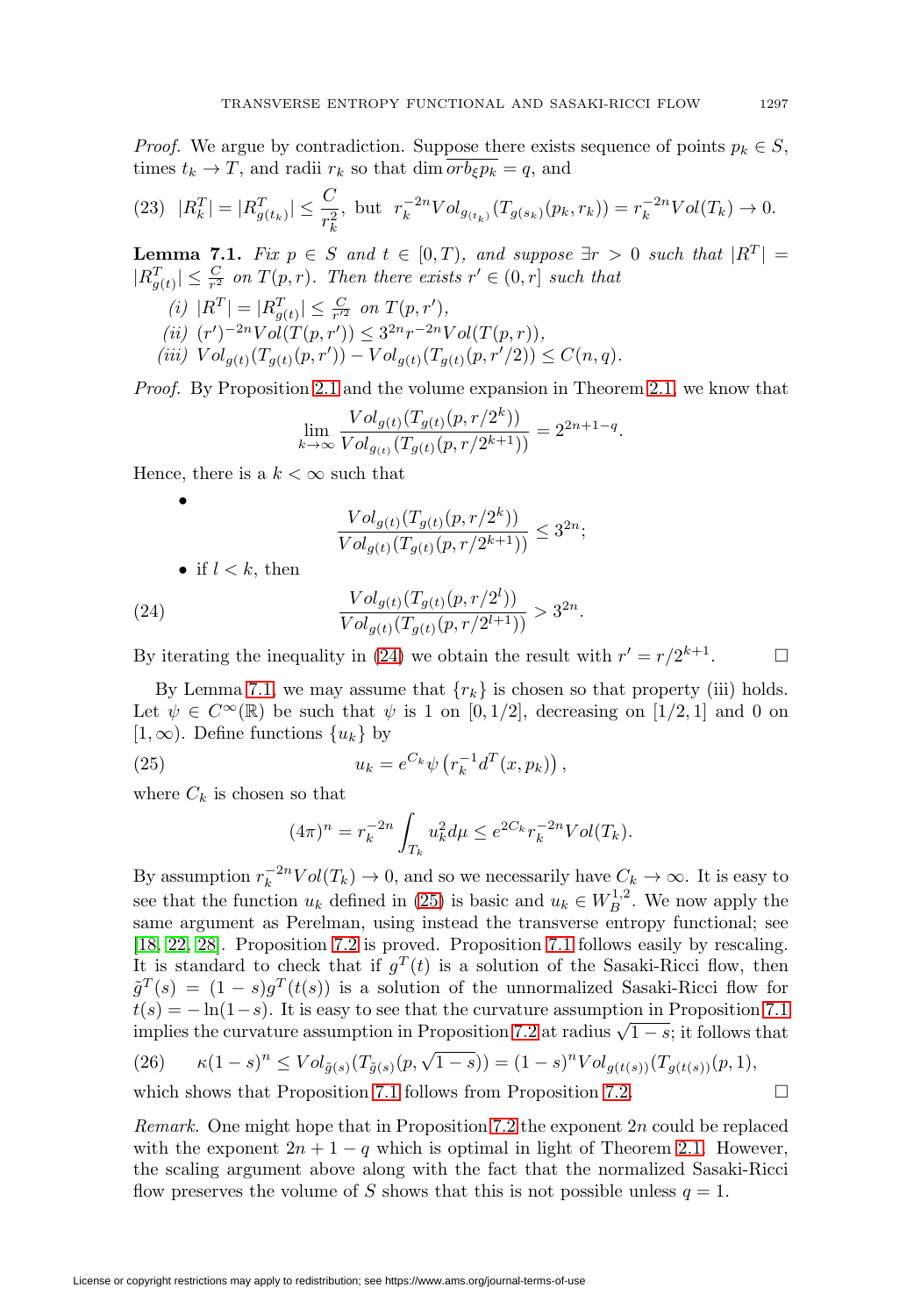*Proof.* We argue by contradiction. Suppose there exists sequence of points $p_k \in S$, times $t_k \to T$, and radii $r_k$ so that $\dim \overline{orb_\xi p_k} = q$, and

$$
(23) \quad |R_k^T| = |R^T_{g(t_k)}| \leq \frac{C}{r_k^2}, \text{ but } r_k^{-2n} Vol_{g_{(t_k)}}(T_{g(s_k)}(p_k, r_k)) = r_k^{-2n} Vol(T_k) \to 0.
$$

**Lemma 7.1.** *Fix $p \in S$ and $t \in [0, T)$, and suppose $\exists r > 0$ such that $|R^T| = |R^T_{g(t)}| \leq \frac{C}{r^2}$ on $T(p, r)$. Then there exists $r' \in (0, r]$ such that*

*(i) $|R^T| = |R^T_{g(t)}| \leq \frac{C}{r'^2}$ on $T(p, r')$,*

*(ii) $(r')^{-2n} Vol(T(p, r')) \leq 3^{2n} r^{-2n} Vol(T(p, r))$,*

*(iii) $Vol_{g(t)}(T_{g(t)}(p, r')) - Vol_{g(t)}(T_{g(t)}(p, r'/2)) \leq C(n, q)$.*

*Proof.* By Proposition 2.1 and the volume expansion in Theorem 2.1, we know that

$$
\lim_{k \to \infty} \frac{Vol_{g(t)}(T_{g(t)}(p, r/2^k))}{Vol_{g_{(t)}}(T_{g(t)}(p, r/2^{k+1}))} = 2^{2n+1-q}.
$$

Hence, there is a $k < \infty$ such that

- $$
\frac{Vol_{g(t)}(T_{g(t)}(p, r/2^k))}{Vol_{g(t)}(T_{g(t)}(p, r/2^{k+1}))} \leq 3^{2n};
$$

- if $l < k$, then

$$
(24) \qquad \frac{Vol_{g(t)}(T_{g(t)}(p, r/2^l))}{Vol_{g(t)}(T_{g(t)}(p, r/2^{l+1}))} > 3^{2n}.
$$

By iterating the inequality in (24) we obtain the result with $r' = r/2^{k+1}$. $\square$

By Lemma 7.1, we may assume that $\{r_k\}$ is chosen so that property (iii) holds. Let $\psi \in C^\infty(\mathbb{R})$ be such that $\psi$ is 1 on $[0, 1/2]$, decreasing on $[1/2, 1]$ and 0 on $[1, \infty)$. Define functions $\{u_k\}$ by

$$
(25) \qquad u_k = e^{C_k} \psi\left(r_k^{-1} d^T(x, p_k)\right),
$$

where $C_k$ is chosen so that

$$
(4\pi)^n = r_k^{-2n} \int_{T_k} u_k^2 d\mu \leq e^{2C_k} r_k^{-2n} Vol(T_k).
$$

By assumption $r_k^{-2n} Vol(T_k) \to 0$, and so we necessarily have $C_k \to \infty$. It is easy to see that the function $u_k$ defined in (25) is basic and $u_k \in W_B^{1,2}$. We now apply the same argument as Perelman, using instead the transverse entropy functional; see [18, 22, 28]. Proposition 7.2 is proved. Proposition 7.1 follows easily by rescaling. It is standard to check that if $g^T(t)$ is a solution of the Sasaki-Ricci flow, then $\tilde{g}^T(s) = (1-s) g^T(t(s))$ is a solution of the unnormalized Sasaki-Ricci flow for $t(s) = -\ln(1-s)$. It is easy to see that the curvature assumption in Proposition 7.1 implies the curvature assumption in Proposition 7.2 at radius $\sqrt{1-s}$; it follows that

$$
(26) \qquad \kappa(1-s)^n \leq Vol_{\tilde{g}(s)}(T_{\tilde{g}(s)}(p, \sqrt{1-s})) = (1-s)^n Vol_{g(t(s))}(T_{g(t(s))}(p, 1)),
$$

which shows that Proposition 7.1 follows from Proposition 7.2. $\square$

*Remark.* One might hope that in Proposition 7.2 the exponent $2n$ could be replaced with the exponent $2n + 1 - q$ which is optimal in light of Theorem 2.1. However, the scaling argument above along with the fact that the normalized Sasaki-Ricci flow preserves the volume of $S$ shows that this is not possible unless $q = 1$.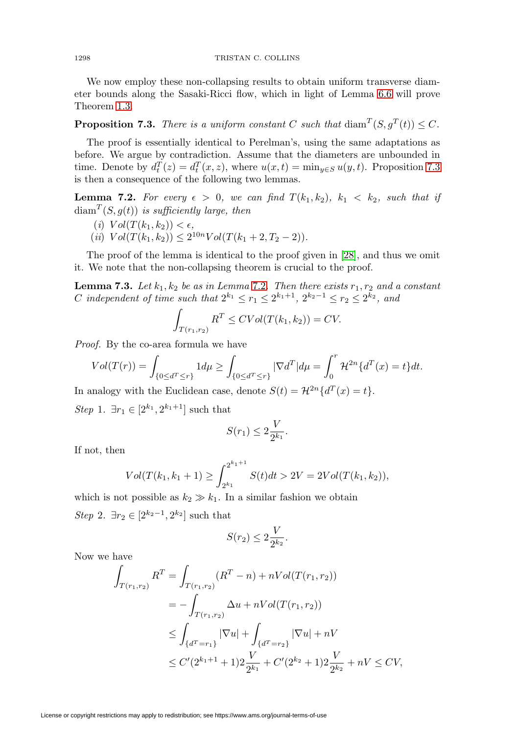We now employ these non-collapsing results to obtain uniform transverse diameter bounds along the Sasaki-Ricci flow, which in light of Lemma 6.6 will prove Theorem 1.3.

**Proposition 7.3.** *There is a uniform constant $C$ such that $\operatorname{diam}^T(S, g^T(t)) \leq C$.*

The proof is essentially identical to Perelman's, using the same adaptations as before. We argue by contradiction. Assume that the diameters are unbounded in time. Denote by $d_t^T(z) = d_t^T(x, z)$, where $u(x,t) = \min_{y \in S} u(y,t)$. Proposition 7.3 is then a consequence of the following two lemmas.

**Lemma 7.2.** *For every $\epsilon > 0$, we can find $T(k_1, k_2)$, $k_1 < k_2$, such that if $\operatorname{diam}^T(S, g(t))$ is sufficiently large, then*

(i) $Vol(T(k_1, k_2)) < \epsilon$,
(ii) $Vol(T(k_1, k_2)) \leq 2^{10n} Vol(T(k_1 + 2, T_2 - 2))$.

The proof of the lemma is identical to the proof given in [28], and thus we omit it. We note that the non-collapsing theorem is crucial to the proof.

**Lemma 7.3.** *Let $k_1, k_2$ be as in Lemma 7.2. Then there exists $r_1, r_2$ and a constant $C$ independent of time such that $2^{k_1} \leq r_1 \leq 2^{k_1+1}$, $2^{k_2-1} \leq r_2 \leq 2^{k_2}$, and*

$$\int_{T(r_1,r_2)} R^T \leq C Vol(T(k_1, k_2)) = CV.$$

*Proof.* By the co-area formula we have

$$Vol(T(r)) = \int_{\{0 \leq d^T \leq r\}} 1 d\mu \geq \int_{\{0 \leq d^T \leq r\}} |\nabla d^T| d\mu = \int_0^r \mathcal{H}^{2n}\{d^T(x) = t\} dt.$$

In analogy with the Euclidean case, denote $S(t) = \mathcal{H}^{2n}\{d^T(x) = t\}$.

*Step* 1. $\exists r_1 \in [2^{k_1}, 2^{k_1+1}]$ such that

$$S(r_1) \leq 2\frac{V}{2^{k_1}}.$$

If not, then

$$Vol(T(k_1, k_1+1)) \geq \int_{2^{k_1}}^{2^{k_1+1}} S(t) dt > 2V = 2Vol(T(k_1, k_2)),$$

which is not possible as $k_2 \gg k_1$. In a similar fashion we obtain

*Step* 2. $\exists r_2 \in [2^{k_2-1}, 2^{k_2}]$ such that

$$S(r_2) \leq 2\frac{V}{2^{k_2}}.$$

Now we have

$$\begin{aligned}
\int_{T(r_1,r_2)} R^T &= \int_{T(r_1,r_2)} (R^T - n) + nVol(T(r_1, r_2)) \\
&= -\int_{T(r_1,r_2)} \Delta u + nVol(T(r_1, r_2)) \\
&\leq \int_{\{d^T = r_1\}} |\nabla u| + \int_{\{d^T = r_2\}} |\nabla u| + nV \\
&\leq C'(2^{k_1+1} + 1)2\frac{V}{2^{k_1}} + C'(2^{k_2} + 1)2\frac{V}{2^{k_2}} + nV \leq CV,
\end{aligned}$$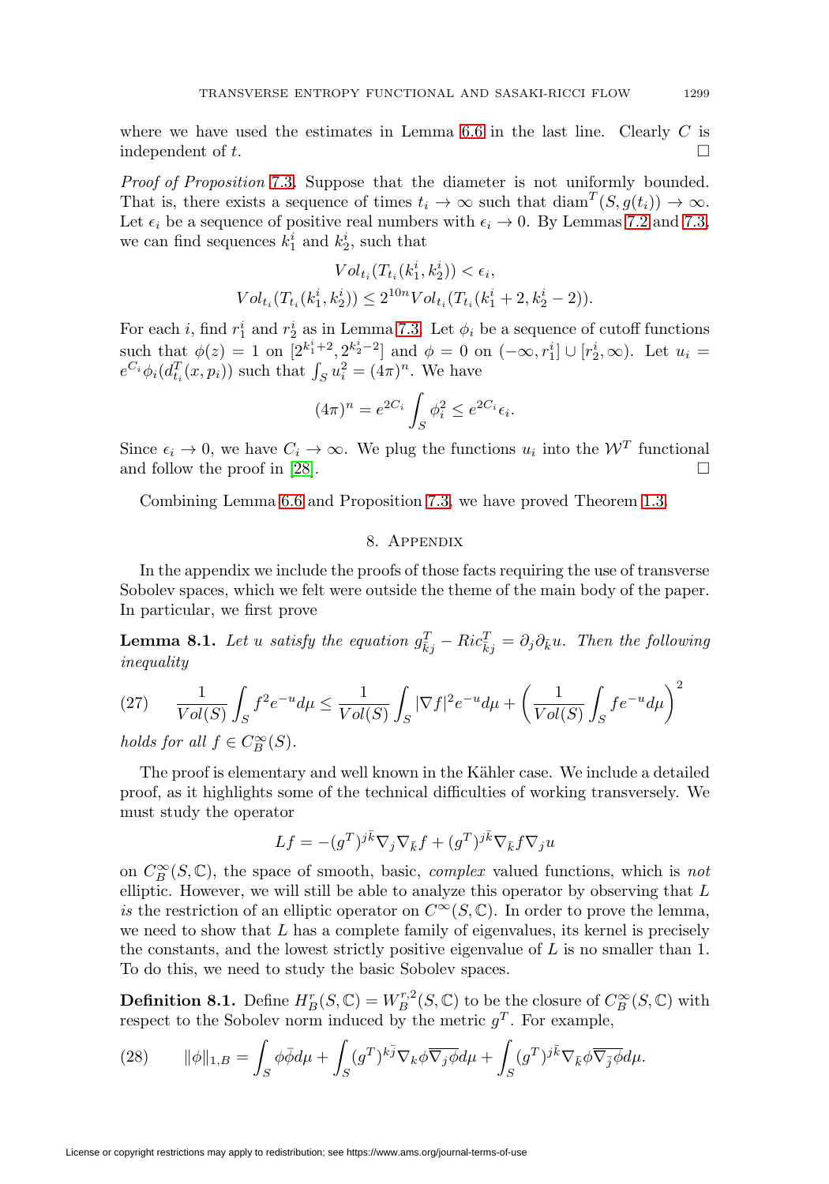where we have used the estimates in Lemma 6.6 in the last line. Clearly $C$ is independent of $t$. $\square$

*Proof of Proposition* 7.3. Suppose that the diameter is not uniformly bounded. That is, there exists a sequence of times $t_i \to \infty$ such that $\operatorname{diam}^T(S, g(t_i)) \to \infty$. Let $\epsilon_i$ be a sequence of positive real numbers with $\epsilon_i \to 0$. By Lemmas 7.2 and 7.3, we can find sequences $k_1^i$ and $k_2^i$, such that

$$
\begin{aligned}
Vol_{t_i}(T_{t_i}(k_1^i, k_2^i)) &< \epsilon_i, \\
Vol_{t_i}(T_{t_i}(k_1^i, k_2^i)) &\leq 2^{10n} Vol_{t_i}(T_{t_i}(k_1^i + 2, k_2^i - 2)).
\end{aligned}
$$

For each $i$, find $r_1^i$ and $r_2^i$ as in Lemma 7.3. Let $\phi_i$ be a sequence of cutoff functions such that $\phi(z) = 1$ on $[2^{k_1^i+2}, 2^{k_2^i-2}]$ and $\phi = 0$ on $(-\infty, r_1^i] \cup [r_2^i, \infty)$. Let $u_i = e^{C_i}\phi_i(d_{t_i}^T(x, p_i))$ such that $\int_S u_i^2 = (4\pi)^n$. We have

$$
(4\pi)^n = e^{2C_i}\int_S \phi_i^2 \leq e^{2C_i}\epsilon_i.
$$

Since $\epsilon_i \to 0$, we have $C_i \to \infty$. We plug the functions $u_i$ into the $\mathcal{W}^T$ functional and follow the proof in [28]. $\square$

Combining Lemma 6.6 and Proposition 7.3, we have proved Theorem 1.3.

## 8. Appendix

In the appendix we include the proofs of those facts requiring the use of transverse Sobolev spaces, which we felt were outside the theme of the main body of the paper. In particular, we first prove

**Lemma 8.1.** *Let $u$ satisfy the equation $g^T_{\bar{k}j} - Ric^T_{\bar{k}j} = \partial_j\partial_{\bar{k}}u$. Then the following inequality*

$$
(27) \qquad \frac{1}{Vol(S)}\int_S f^2 e^{-u}d\mu \leq \frac{1}{Vol(S)}\int_S |\nabla f|^2 e^{-u}d\mu + \left(\frac{1}{Vol(S)}\int_S f e^{-u}d\mu\right)^2
$$

*holds for all $f \in C_B^\infty(S)$.*

The proof is elementary and well known in the Kähler case. We include a detailed proof, as it highlights some of the technical difficulties of working transversely. We must study the operator

$$
Lf = -(g^T)^{j\bar{k}}\nabla_j\nabla_{\bar{k}}f + (g^T)^{j\bar{k}}\nabla_{\bar{k}}f\nabla_j u
$$

on $C_B^\infty(S, \mathbb{C})$, the space of smooth, basic, *complex* valued functions, which is *not* elliptic. However, we will still be able to analyze this operator by observing that $L$ *is* the restriction of an elliptic operator on $C^\infty(S, \mathbb{C})$. In order to prove the lemma, we need to show that $L$ has a complete family of eigenvalues, its kernel is precisely the constants, and the lowest strictly positive eigenvalue of $L$ is no smaller than 1. To do this, we need to study the basic Sobolev spaces.

**Definition 8.1.** Define $H_B^r(S, \mathbb{C}) = W_B^{r,2}(S, \mathbb{C})$ to be the closure of $C_B^\infty(S, \mathbb{C})$ with respect to the Sobolev norm induced by the metric $g^T$. For example,

$$
(28) \qquad \|\phi\|_{1,B} = \int_S \phi\bar{\phi}d\mu + \int_S (g^T)^{k\bar{j}}\nabla_k\phi\overline{\nabla_j\phi}d\mu + \int_S (g^T)^{j\bar{k}}\nabla_{\bar{k}}\phi\overline{\nabla_{\bar{j}}\phi}d\mu.
$$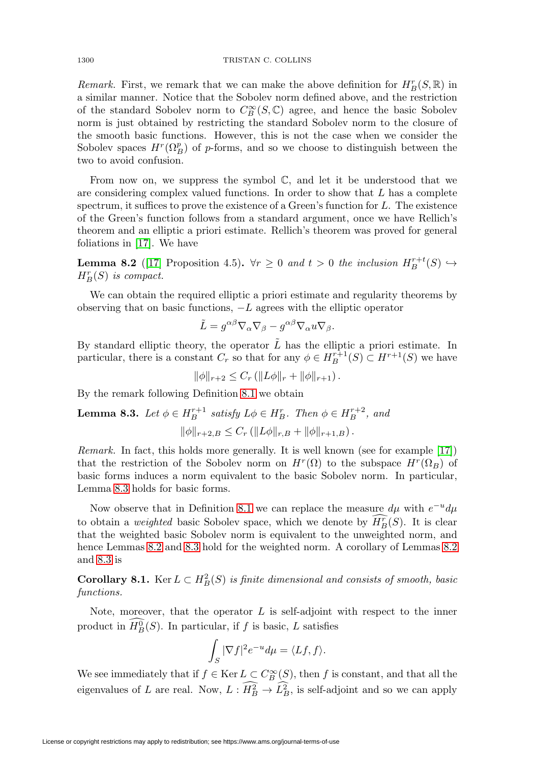*Remark.* First, we remark that we can make the above definition for $H^r_B(S,\mathbb{R})$ in a similar manner. Notice that the Sobolev norm defined above, and the restriction of the standard Sobolev norm to $C^\infty_B(S,\mathbb{C})$ agree, and hence the basic Sobolev norm is just obtained by restricting the standard Sobolev norm to the closure of the smooth basic functions. However, this is not the case when we consider the Sobolev spaces $H^r(\Omega^p_B)$ of $p$-forms, and so we choose to distinguish between the two to avoid confusion.

From now on, we suppress the symbol $\mathbb{C}$, and let it be understood that we are considering complex valued functions. In order to show that $L$ has a complete spectrum, it suffices to prove the existence of a Green's function for $L$. The existence of the Green's function follows from a standard argument, once we have Rellich's theorem and an elliptic a priori estimate. Rellich's theorem was proved for general foliations in [17]. We have

**Lemma 8.2** ([17] Proposition 4.5)**.** *$\forall r \geq 0$ and $t > 0$ the inclusion $H^{r+t}_B(S) \hookrightarrow H^r_B(S)$ is compact.*

We can obtain the required elliptic a priori estimate and regularity theorems by observing that on basic functions, $-L$ agrees with the elliptic operator

$$\tilde{L} = g^{\alpha\beta}\nabla_\alpha\nabla_\beta - g^{\alpha\beta}\nabla_\alpha u \nabla_\beta.$$

By standard elliptic theory, the operator $\tilde{L}$ has the elliptic a priori estimate. In particular, there is a constant $C_r$ so that for any $\phi \in H^{r+1}_B(S) \subset H^{r+1}(S)$ we have

$$\|\phi\|_{r+2} \leq C_r \left(\|L\phi\|_r + \|\phi\|_{r+1}\right).$$

By the remark following Definition 8.1 we obtain

**Lemma 8.3.** *Let $\phi \in H^{r+1}_B$ satisfy $L\phi \in H^r_B$. Then $\phi \in H^{r+2}_B$, and*

$$\|\phi\|_{r+2,B} \leq C_r \left(\|L\phi\|_{r,B} + \|\phi\|_{r+1,B}\right).$$

*Remark.* In fact, this holds more generally. It is well known (see for example [17]) that the restriction of the Sobolev norm on $H^r(\Omega)$ to the subspace $H^r(\Omega_B)$ of basic forms induces a norm equivalent to the basic Sobolev norm. In particular, Lemma 8.3 holds for basic forms.

Now observe that in Definition 8.1 we can replace the measure $d\mu$ with $e^{-u}d\mu$ to obtain a *weighted* basic Sobolev space, which we denote by $\widehat{H^r_B}(S)$. It is clear that the weighted basic Sobolev norm is equivalent to the unweighted norm, and hence Lemmas 8.2 and 8.3 hold for the weighted norm. A corollary of Lemmas 8.2 and 8.3 is

**Corollary 8.1.** *$\operatorname{Ker} L \subset H^2_B(S)$ is finite dimensional and consists of smooth, basic functions.*

Note, moreover, that the operator $L$ is self-adjoint with respect to the inner product in $\widehat{H^0_B}(S)$. In particular, if $f$ is basic, $L$ satisfies

$$\int_S |\nabla f|^2 e^{-u} d\mu = \langle Lf, f\rangle.$$

We see immediately that if $f \in \operatorname{Ker} L \subset C^\infty_B(S)$, then $f$ is constant, and that all the eigenvalues of $L$ are real. Now, $L : \widehat{H^2_B} \to \widehat{L^2_B}$, is self-adjoint and so we can apply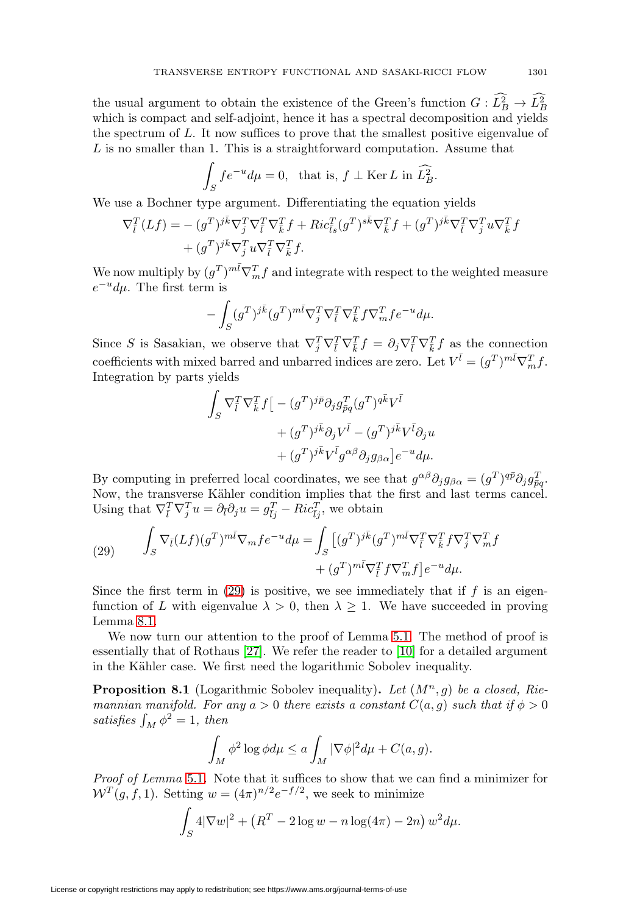the usual argument to obtain the existence of the Green's function $G : \widehat{L^2_B} \to \widehat{L^2_B}$ which is compact and self-adjoint, hence it has a spectral decomposition and yields the spectrum of $L$. It now suffices to prove that the smallest positive eigenvalue of $L$ is no smaller than 1. This is a straightforward computation. Assume that

$$\int_S f e^{-u} d\mu = 0, \quad \text{that is, } f \perp \operatorname{Ker} L \text{ in } \widehat{L^2_B}.$$

We use a Bochner type argument. Differentiating the equation yields

$$\begin{aligned}\nabla^T_{\bar{l}}(Lf) = &-(g^T)^{j\bar{k}}\nabla^T_j\nabla^T_{\bar{l}}\nabla^T_{\bar{k}}f + Ric^T_{\bar{l}s}(g^T)^{s\bar{k}}\nabla^T_{\bar{k}}f + (g^T)^{j\bar{k}}\nabla^T_{\bar{l}}\nabla^T_j u \nabla^T_{\bar{k}}f \\ &+ (g^T)^{j\bar{k}}\nabla^T_j u \nabla^T_{\bar{l}}\nabla^T_{\bar{k}}f.\end{aligned}$$

We now multiply by $(g^T)^{m\bar{l}}\nabla^T_m f$ and integrate with respect to the weighted measure $e^{-u}d\mu$. The first term is

$$-\int_S (g^T)^{j\bar{k}}(g^T)^{m\bar{l}}\nabla^T_j\nabla^T_{\bar{l}}\nabla^T_{\bar{k}}f\nabla^T_m f e^{-u}d\mu.$$

Since $S$ is Sasakian, we observe that $\nabla^T_j\nabla^T_{\bar{l}}\nabla^T_{\bar{k}}f = \partial_j\nabla^T_{\bar{l}}\nabla^T_{\bar{k}}f$ as the connection coefficients with mixed barred and unbarred indices are zero. Let $V^{\bar{l}} = (g^T)^{m\bar{l}}\nabla^T_m f$. Integration by parts yields

$$\begin{aligned}\int_S \nabla^T_{\bar{l}}\nabla^T_{\bar{k}}f\big[&-(g^T)^{j\bar{p}}\partial_j g^T_{\bar{p}q}(g^T)^{q\bar{k}}V^{\bar{l}} \\ &+ (g^T)^{j\bar{k}}\partial_j V^{\bar{l}} - (g^T)^{j\bar{k}}V^{\bar{l}}\partial_j u \\ &+ (g^T)^{j\bar{k}}V^{\bar{l}}g^{\alpha\beta}\partial_j g_{\beta\alpha}\big]e^{-u}d\mu.\end{aligned}$$

By computing in preferred local coordinates, we see that $g^{\alpha\beta}\partial_j g_{\beta\alpha} = (g^T)^{q\bar{p}}\partial_j g^T_{\bar{p}q}$. Now, the transverse Kähler condition implies that the first and last terms cancel. Using that $\nabla^T_{\bar{l}}\nabla^T_j u = \partial_{\bar{l}}\partial_j u = g^T_{\bar{l}j} - Ric^T_{\bar{l}j}$, we obtain

$$\begin{aligned}\int_S \nabla_{\bar{l}}(Lf)(g^T)^{m\bar{l}}\nabla_m f e^{-u}d\mu = \int_S \big[&(g^T)^{j\bar{k}}(g^T)^{m\bar{l}}\nabla^T_{\bar{l}}\nabla^T_{\bar{k}}f\nabla^T_j\nabla^T_m f \\ &+ (g^T)^{m\bar{l}}\nabla^T_{\bar{l}}f\nabla^T_m f\big]e^{-u}d\mu.\end{aligned} \tag{29}$$

Since the first term in (29) is positive, we see immediately that if $f$ is an eigenfunction of $L$ with eigenvalue $\lambda > 0$, then $\lambda \geq 1$. We have succeeded in proving Lemma 8.1.

We now turn our attention to the proof of Lemma 5.1. The method of proof is essentially that of Rothaus [27]. We refer the reader to [10] for a detailed argument in the Kähler case. We first need the logarithmic Sobolev inequality.

**Proposition 8.1** (Logarithmic Sobolev inequality). *Let $(M^n, g)$ be a closed, Riemannian manifold. For any $a > 0$ there exists a constant $C(a, g)$ such that if $\phi > 0$ satisfies $\int_M \phi^2 = 1$, then*

$$\int_M \phi^2 \log\phi d\mu \leq a\int_M |\nabla\phi|^2 d\mu + C(a, g).$$

*Proof of Lemma* 5.1. Note that it suffices to show that we can find a minimizer for $\mathcal{W}^T(g, f, 1)$. Setting $w = (4\pi)^{n/2}e^{-f/2}$, we seek to minimize

$$\int_S 4|\nabla w|^2 + \left(R^T - 2\log w - n\log(4\pi) - 2n\right)w^2 d\mu.$$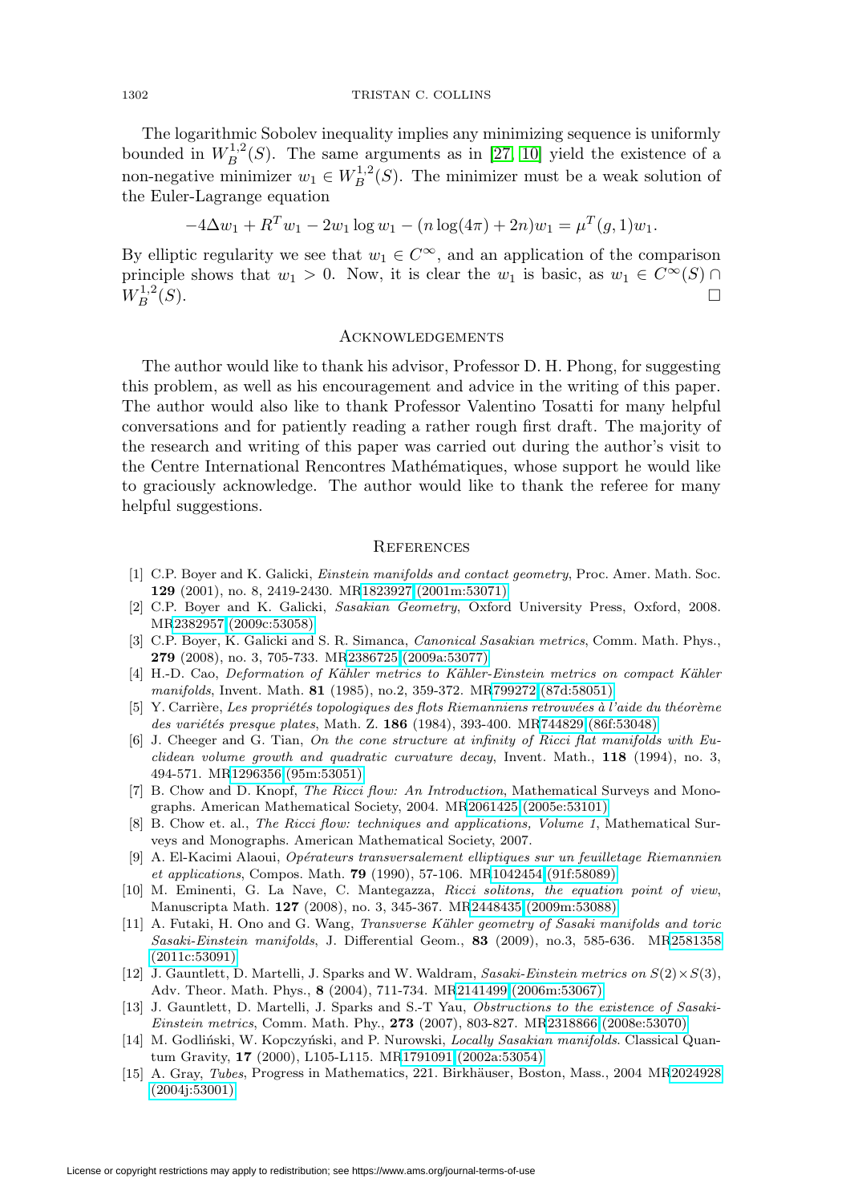The logarithmic Sobolev inequality implies any minimizing sequence is uniformly bounded in $W^{1,2}_B(S)$. The same arguments as in [27, 10] yield the existence of a non-negative minimizer $w_1 \in W^{1,2}_B(S)$. The minimizer must be a weak solution of the Euler-Lagrange equation

$$-4\Delta w_1 + R^T w_1 - 2w_1 \log w_1 - (n\log(4\pi) + 2n)w_1 = \mu^T(g,1)w_1.$$

By elliptic regularity we see that $w_1 \in C^\infty$, and an application of the comparison principle shows that $w_1 > 0$. Now, it is clear the $w_1$ is basic, as $w_1 \in C^\infty(S) \cap W^{1,2}_B(S)$. □

## Acknowledgements

The author would like to thank his advisor, Professor D. H. Phong, for suggesting this problem, as well as his encouragement and advice in the writing of this paper. The author would also like to thank Professor Valentino Tosatti for many helpful conversations and for patiently reading a rather rough first draft. The majority of the research and writing of this paper was carried out during the author's visit to the Centre International Rencontres Mathématiques, whose support he would like to graciously acknowledge. The author would like to thank the referee for many helpful suggestions.

## References

[1] C.P. Boyer and K. Galicki, *Einstein manifolds and contact geometry*, Proc. Amer. Math. Soc. **129** (2001), no. 8, 2419-2430. MR1823927 (2001m:53071)

[2] C.P. Boyer and K. Galicki, *Sasakian Geometry*, Oxford University Press, Oxford, 2008. MR2382957 (2009c:53058)

[3] C.P. Boyer, K. Galicki and S. R. Simanca, *Canonical Sasakian metrics*, Comm. Math. Phys., **279** (2008), no. 3, 705-733. MR2386725 (2009a:53077)

[4] H.-D. Cao, *Deformation of Kähler metrics to Kähler-Einstein metrics on compact Kähler manifolds*, Invent. Math. **81** (1985), no.2, 359-372. MR799272 (87d:58051)

[5] Y. Carrière, *Les propriétés topologiques des flots Riemanniens retrouvées à l'aide du théorème des variétés presque plates*, Math. Z. **186** (1984), 393-400. MR744829 (86f:53048)

[6] J. Cheeger and G. Tian, *On the cone structure at infinity of Ricci flat manifolds with Euclidean volume growth and quadratic curvature decay*, Invent. Math., **118** (1994), no. 3, 494-571. MR1296356 (95m:53051)

[7] B. Chow and D. Knopf, *The Ricci flow: An Introduction*, Mathematical Surveys and Monographs. American Mathematical Society, 2004. MR2061425 (2005e:53101)

[8] B. Chow et. al., *The Ricci flow: techniques and applications, Volume 1*, Mathematical Surveys and Monographs. American Mathematical Society, 2007.

[9] A. El-Kacimi Alaoui, *Opérateurs transversalement elliptiques sur un feuilletage Riemannien et applications*, Compos. Math. **79** (1990), 57-106. MR1042454 (91f:58089)

[10] M. Eminenti, G. La Nave, C. Mantegazza, *Ricci solitons, the equation point of view*, Manuscripta Math. **127** (2008), no. 3, 345-367. MR2448435 (2009m:53088)

[11] A. Futaki, H. Ono and G. Wang, *Transverse Kähler geometry of Sasaki manifolds and toric Sasaki-Einstein manifolds*, J. Differential Geom., **83** (2009), no.3, 585-636. MR2581358 (2011c:53091)

[12] J. Gauntlett, D. Martelli, J. Sparks and W. Waldram, *Sasaki-Einstein metrics on $S(2)\times S(3)$*, Adv. Theor. Math. Phys., **8** (2004), 711-734. MR2141499 (2006m:53067)

[13] J. Gauntlett, D. Martelli, J. Sparks and S.-T Yau, *Obstructions to the existence of Sasaki-Einstein metrics*, Comm. Math. Phy., **273** (2007), 803-827. MR2318866 (2008e:53070)

[14] M. Godliński, W. Kopczyński, and P. Nurowski, *Locally Sasakian manifolds*. Classical Quantum Gravity, **17** (2000), L105-L115. MR1791091 (2002a:53054)

[15] A. Gray, *Tubes*, Progress in Mathematics, 221. Birkhäuser, Boston, Mass., 2004 MR2024928 (2004j:53001)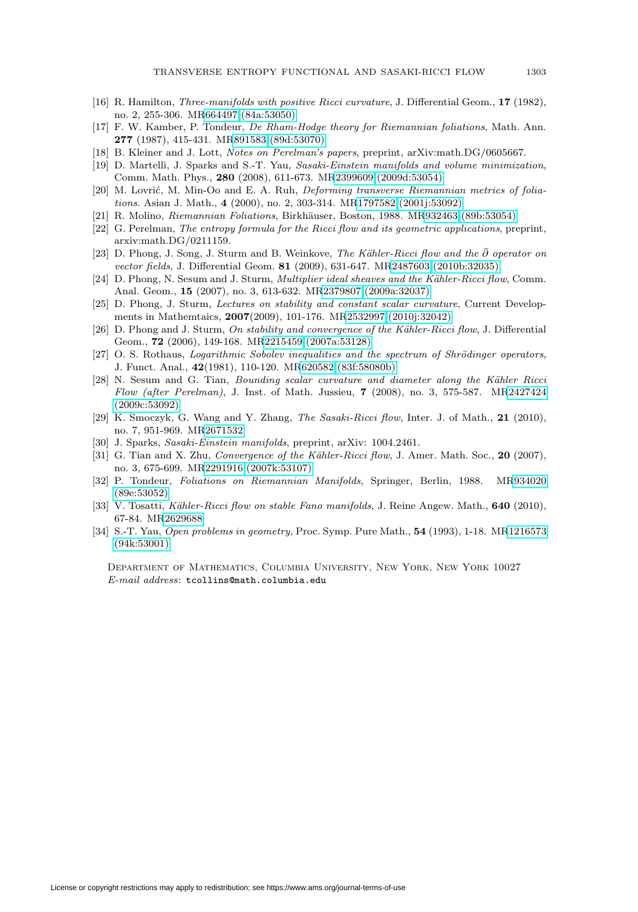[16] R. Hamilton, *Three-manifolds with positive Ricci curvature*, J. Differential Geom., **17** (1982), no. 2, 255-306. MR664497 (84a:53050)

[17] F. W. Kamber, P. Tondeur, *De Rham-Hodge theory for Riemannian foliations*, Math. Ann. **277** (1987), 415-431. MR891583 (89d:53070)

[18] B. Kleiner and J. Lott, *Notes on Perelman's papers*, preprint, arXiv:math.DG/0605667.

[19] D. Martelli, J. Sparks and S.-T. Yau, *Sasaki-Einstein manifolds and volume minimization*, Comm. Math. Phys., **280** (2008), 611-673. MR2399609 (2009d:53054)

[20] M. Lovrić, M. Min-Oo and E. A. Ruh, *Deforming transverse Riemannian metrics of foliations*. Asian J. Math., **4** (2000), no. 2, 303-314. MR1797582 (2001j:53092)

[21] R. Molino, *Riemannian Foliations*, Birkhäuser, Boston, 1988. MR932463 (89b:53054)

[22] G. Perelman, *The entropy formula for the Ricci flow and its geometric applications*, preprint, arxiv:math.DG/0211159.

[23] D. Phong, J. Song, J. Sturm and B. Weinkove, *The Kähler-Ricci flow and the $\bar\partial$ operator on vector fields*, J. Differential Geom. **81** (2009), 631-647. MR2487603 (2010b:32035)

[24] D. Phong, N. Sesum and J. Sturm, *Multiplier ideal sheaves and the Kähler-Ricci flow*, Comm. Anal. Geom., **15** (2007), no. 3, 613-632. MR2379807 (2009a:32037)

[25] D. Phong, J. Sturm, *Lectures on stability and constant scalar curvature*, Current Developments in Mathemtaics, **2007**(2009), 101-176. MR2532997 (2010j:32042)

[26] D. Phong and J. Sturm, *On stability and convergence of the Kähler-Ricci flow*, J. Differential Geom., **72** (2006), 149-168. MR2215459 (2007a:53128)

[27] O. S. Rothaus, *Logarithmic Sobolev inequalities and the spectrum of Shrödinger operators*, J. Funct. Anal., **42**(1981), 110-120. MR620582 (83f:58080b)

[28] N. Sesum and G. Tian, *Bounding scalar curvature and diameter along the Kähler Ricci Flow (after Perelman)*, J. Inst. of Math. Jussieu, **7** (2008), no. 3, 575-587. MR2427424 (2009c:53092)

[29] K. Smoczyk, G. Wang and Y. Zhang, *The Sasaki-Ricci flow*, Inter. J. of Math., **21** (2010), no. 7, 951-969. MR2671532

[30] J. Sparks, *Sasaki-Einstein manifolds*, preprint, arXiv: 1004.2461.

[31] G. Tian and X. Zhu, *Convergence of the Kähler-Ricci flow*, J. Amer. Math. Soc., **20** (2007), no. 3, 675-699. MR2291916 (2007k:53107)

[32] P. Tondeur, *Foliations on Riemannian Manifolds*, Springer, Berlin, 1988. MR934020 (89e:53052)

[33] V. Tosatti, *Kähler-Ricci flow on stable Fano manifolds*, J. Reine Angew. Math., **640** (2010), 67-84. MR2629688

[34] S.-T. Yau, *Open problems in geometry*, Proc. Symp. Pure Math., **54** (1993), 1-18. MR1216573 (94k:53001)

Department of Mathematics, Columbia University, New York, New York 10027
*E-mail address*: tcollins@math.columbia.edu